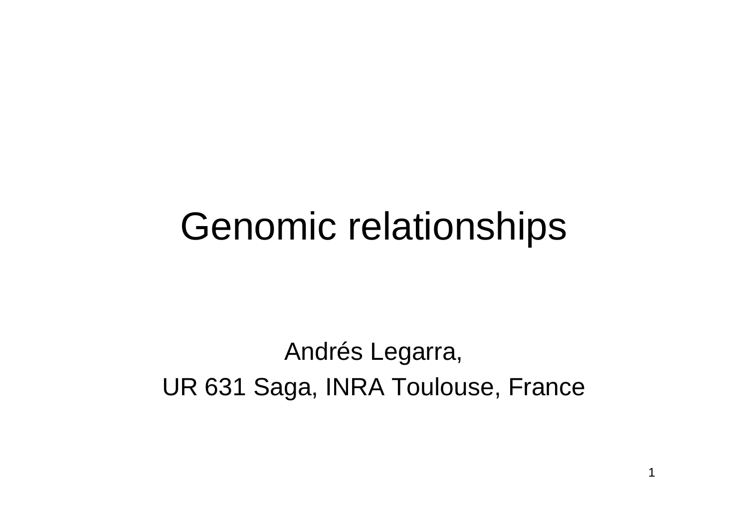# Genomic relationships

Andrés Legarra,

UR 631 Saga, INRA Toulouse, France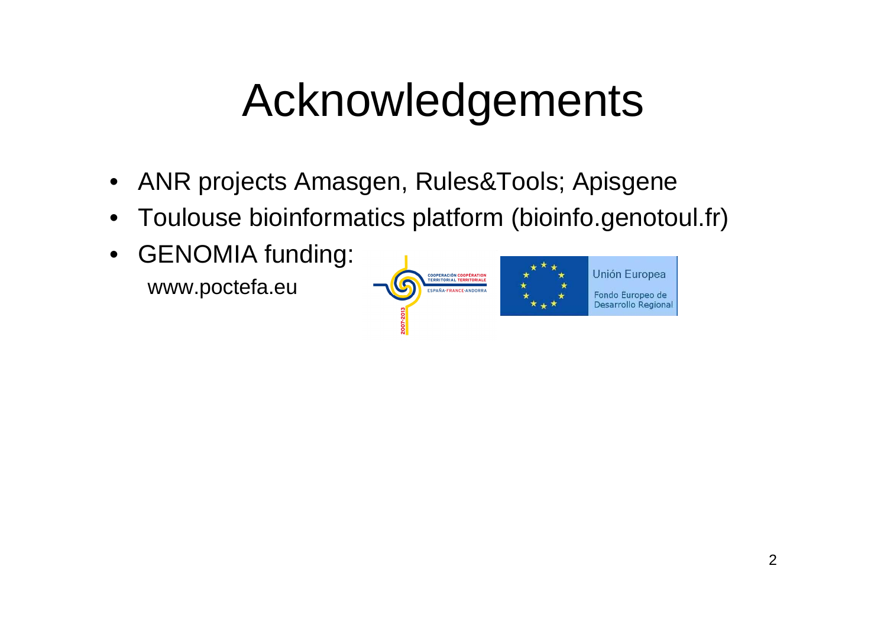# Acknowledgements

- ANR projects Amasgen, Rules&Tools; Apisgene
- Toulouse bioinformatics platform (bioinfo.genotoul.fr)
- GENOMIA funding:

  www.poctefa.eu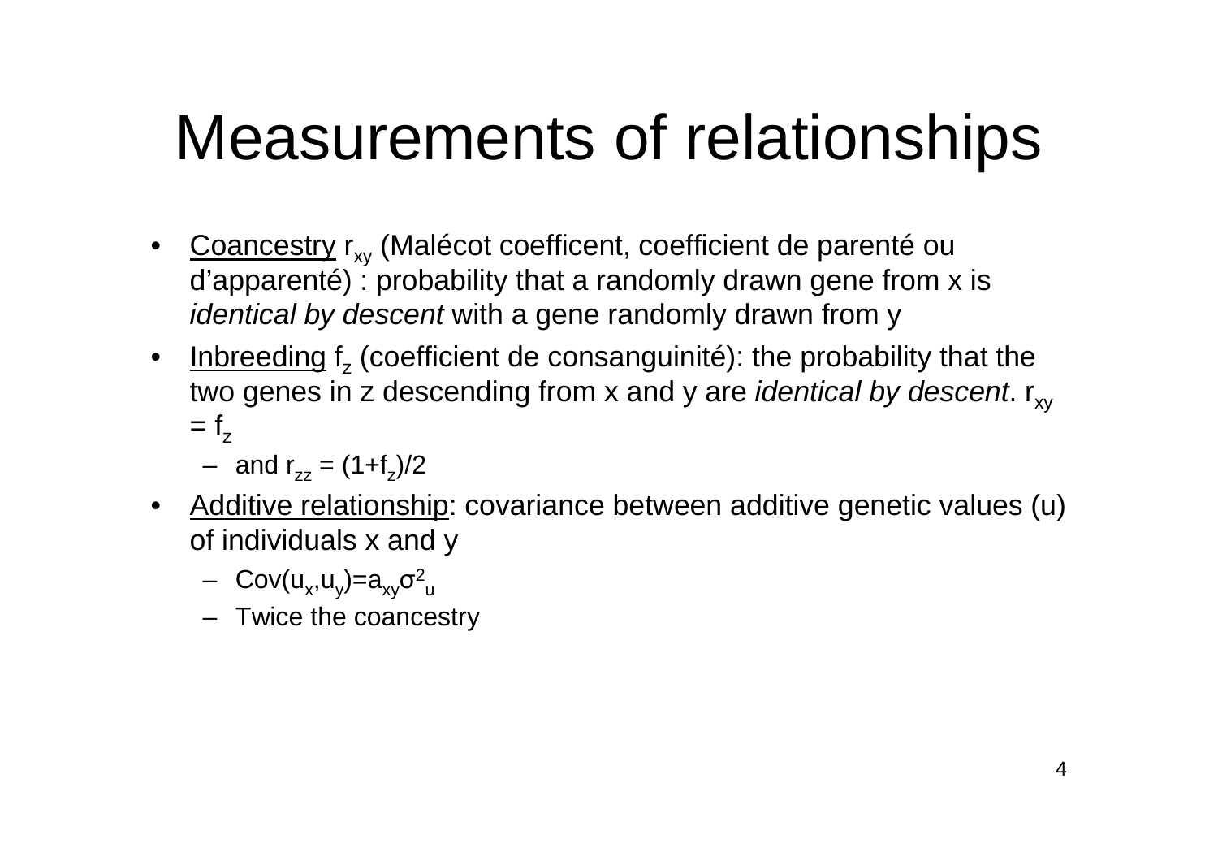# Measurements of relationships

- Coancestry $r_{xy}$ (Malécot coefficent, coefficient de parenté ou d'apparenté) : probability that a randomly drawn gene from x is *identical by descent* with a gene randomly drawn from y
- Inbreeding $f_z$ (coefficient de consanguinité): the probability that the two genes in z descending from x and y are *identical by descent*. $r_{xy} = f_z$
  - and $r_{zz} = (1+f_z)/2$
- Additive relationship: covariance between additive genetic values (u) of individuals x and y
  - $Cov(u_x,u_y)=a_{xy}\sigma^2_u$
  - Twice the coancestry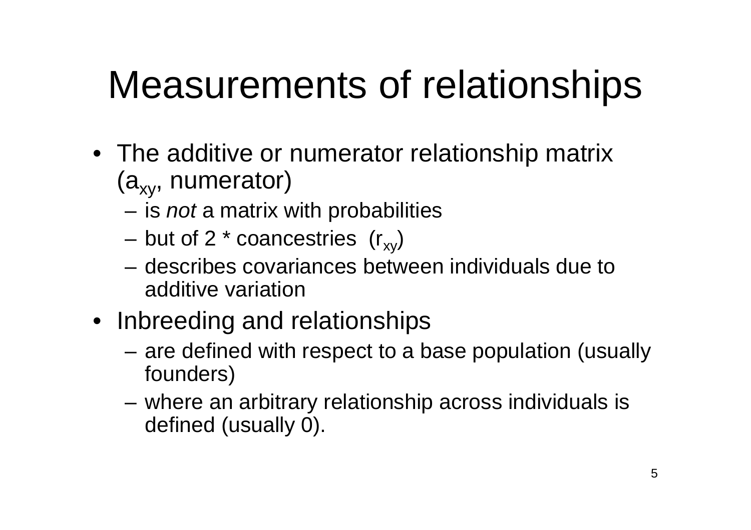# Measurements of relationships

- The additive or numerator relationship matrix ($a_{xy}$, numerator)
  - is *not* a matrix with probabilities
  - but of 2 * coancestries ($r_{xy}$)
  - describes covariances between individuals due to additive variation
- Inbreeding and relationships
  - are defined with respect to a base population (usually founders)
  - where an arbitrary relationship across individuals is defined (usually 0).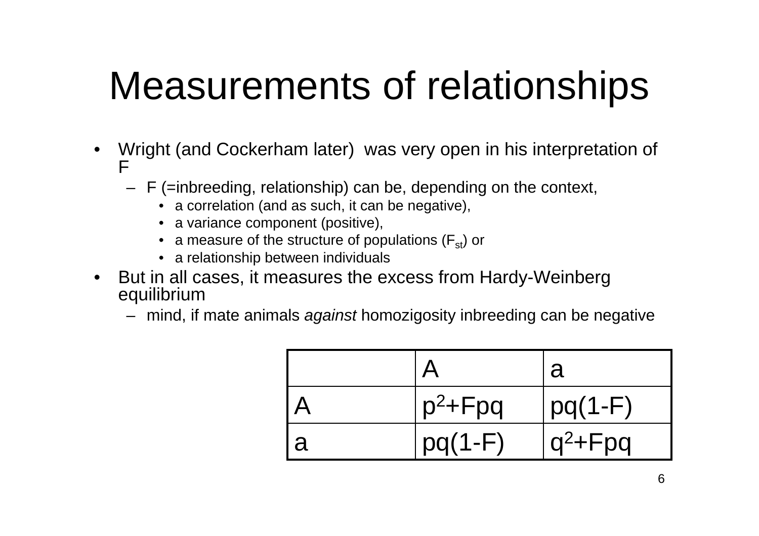# Measurements of relationships

- Wright (and Cockerham later) was very open in his interpretation of F
  - F (=inbreeding, relationship) can be, depending on the context,
    - a correlation (and as such, it can be negative),
    - a variance component (positive),
    - a measure of the structure of populations ($F_{st}$) or
    - a relationship between individuals
- But in all cases, it measures the excess from Hardy-Weinberg equilibrium
  - mind, if mate animals *against* homozigosity inbreeding can be negative

| | A | a |
|---|---|---|
| A | $p^2+Fpq$ | $pq(1-F)$ |
| a | $pq(1-F)$ | $q^2+Fpq$ |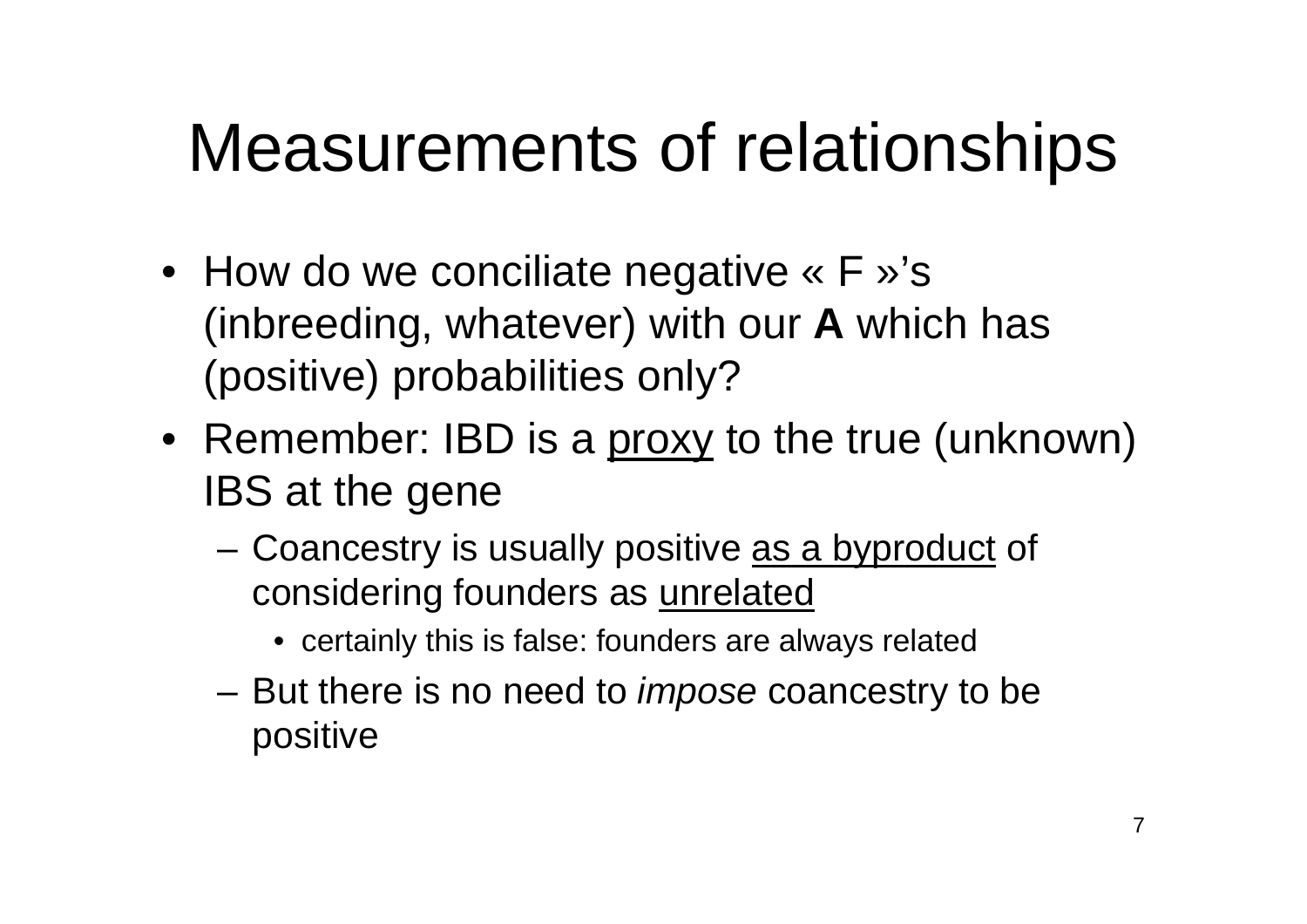# Measurements of relationships

- How do we conciliate negative « F »'s (inbreeding, whatever) with our **A** which has (positive) probabilities only?
- Remember: IBD is a <u>proxy</u> to the true (unknown) IBS at the gene
  - Coancestry is usually positive <u>as a byproduct</u> of considering founders as <u>unrelated</u>
    - certainly this is false: founders are always related
  - But there is no need to *impose* coancestry to be positive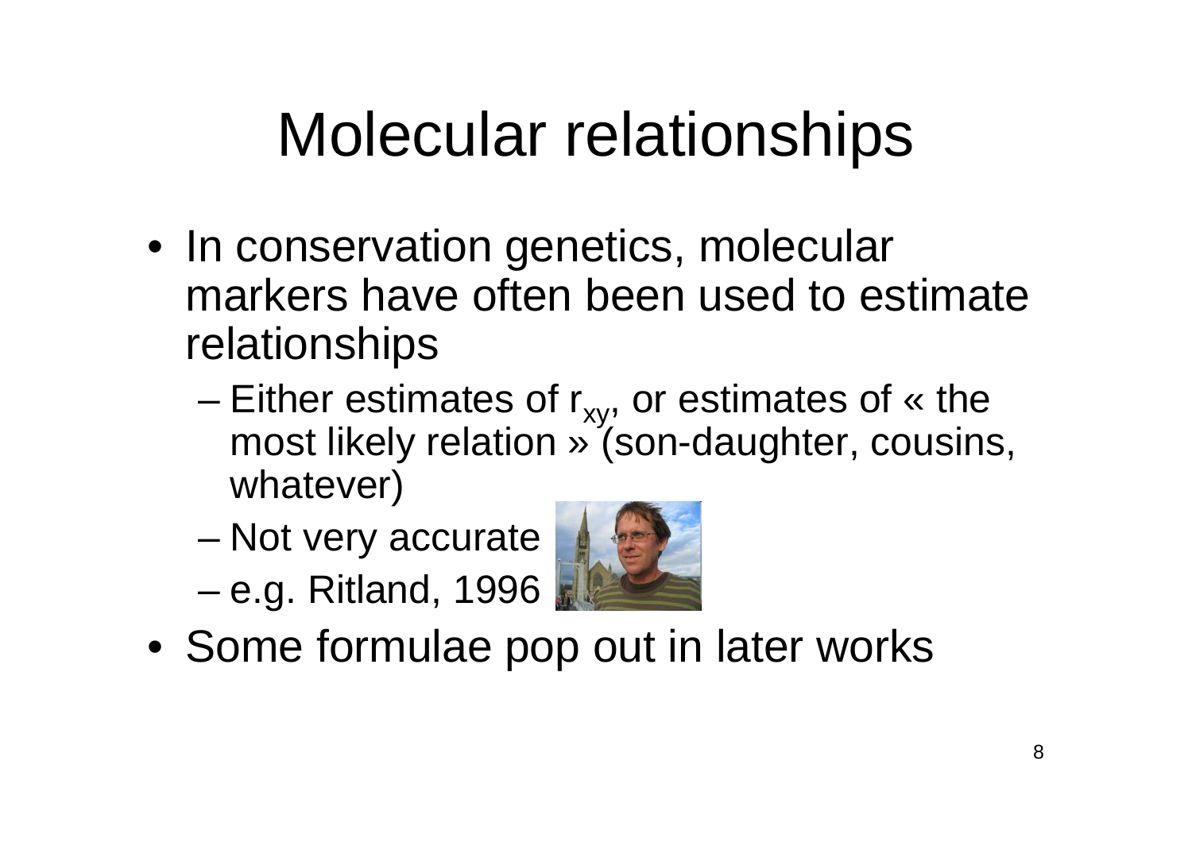# Molecular relationships

- In conservation genetics, molecular markers have often been used to estimate relationships
  - Either estimates of $r_{xy}$, or estimates of « the most likely relation » (son-daughter, cousins, whatever)
  - Not very accurate
  - e.g. Ritland, 1996
- Some formulae pop out in later works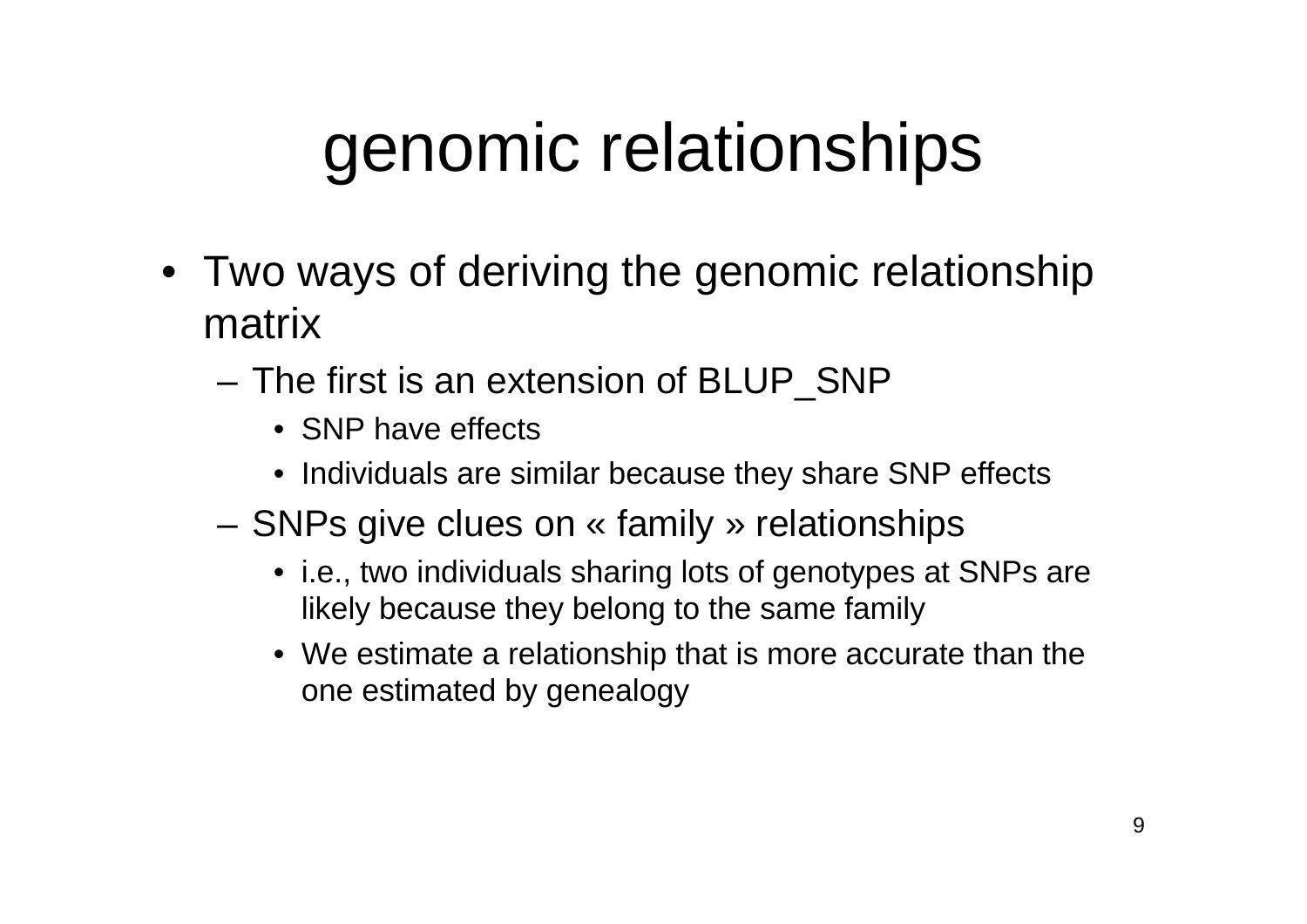# genomic relationships

- Two ways of deriving the genomic relationship matrix
  - The first is an extension of BLUP_SNP
    - SNP have effects
    - Individuals are similar because they share SNP effects
  - SNPs give clues on « family » relationships
    - i.e., two individuals sharing lots of genotypes at SNPs are likely because they belong to the same family
    - We estimate a relationship that is more accurate than the one estimated by genealogy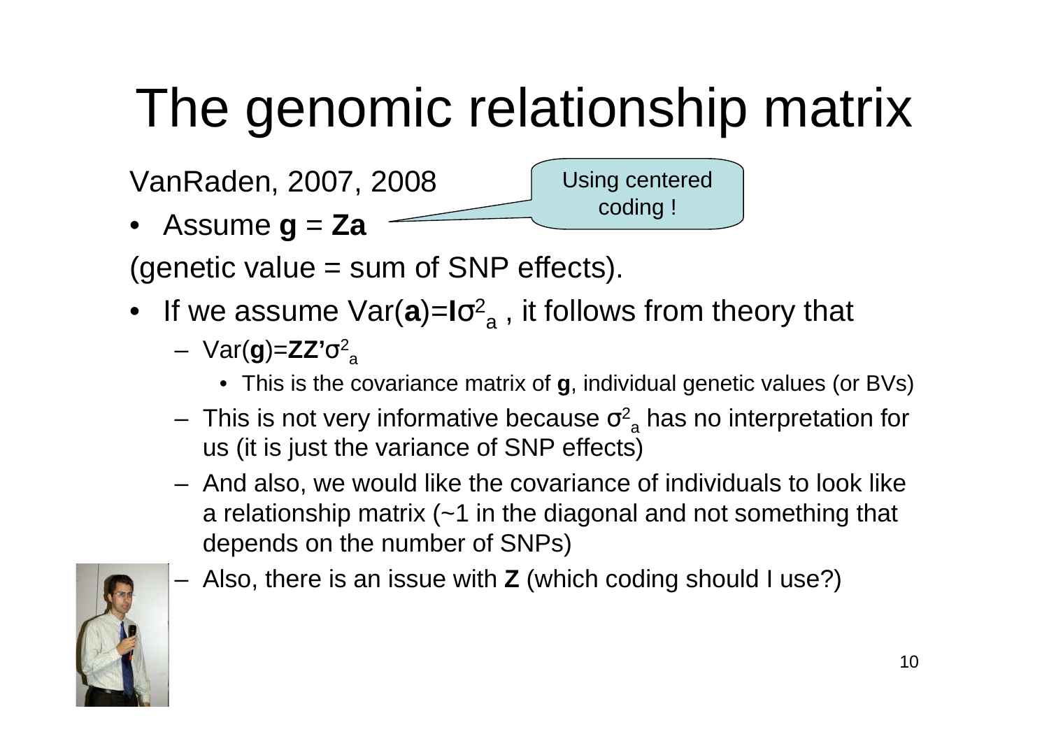# The genomic relationship matrix

VanRaden, 2007, 2008

- Assume **g** = **Za**

Using centered coding !

(genetic value = sum of SNP effects).

- If we assume Var(**a**)=**I**$\sigma^2_a$ , it follows from theory that
  - Var(**g**)=**ZZ'**$\sigma^2_a$
    - This is the covariance matrix of **g**, individual genetic values (or BVs)
  - This is not very informative because $\sigma^2_a$ has no interpretation for us (it is just the variance of SNP effects)
  - And also, we would like the covariance of individuals to look like a relationship matrix (~1 in the diagonal and not something that depends on the number of SNPs)
  - Also, there is an issue with **Z** (which coding should I use?)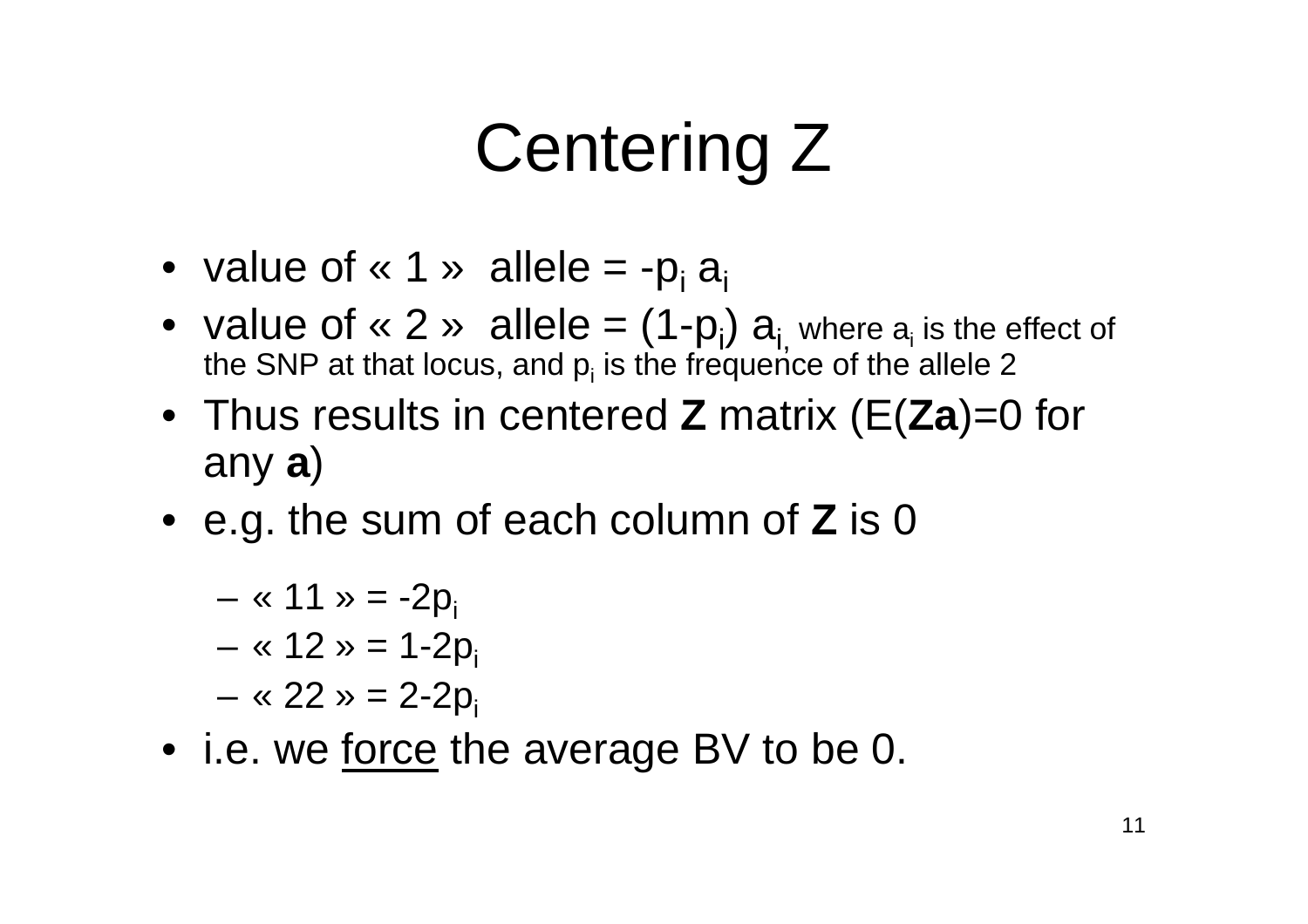# Centering Z

- value of « 1 » allele = $-p_i a_i$
- value of « 2 » allele = $(1-p_i) a_i$, where $a_i$ is the effect of the SNP at that locus, and $p_i$ is the frequence of the allele 2
- Thus results in centered **Z** matrix (E(**Za**)=0 for any **a**)
- e.g. the sum of each column of **Z** is 0
  - « 11 » = $-2p_i$
  - « 12 » = $1-2p_i$
  - « 22 » = $2-2p_i$
- i.e. we force the average BV to be 0.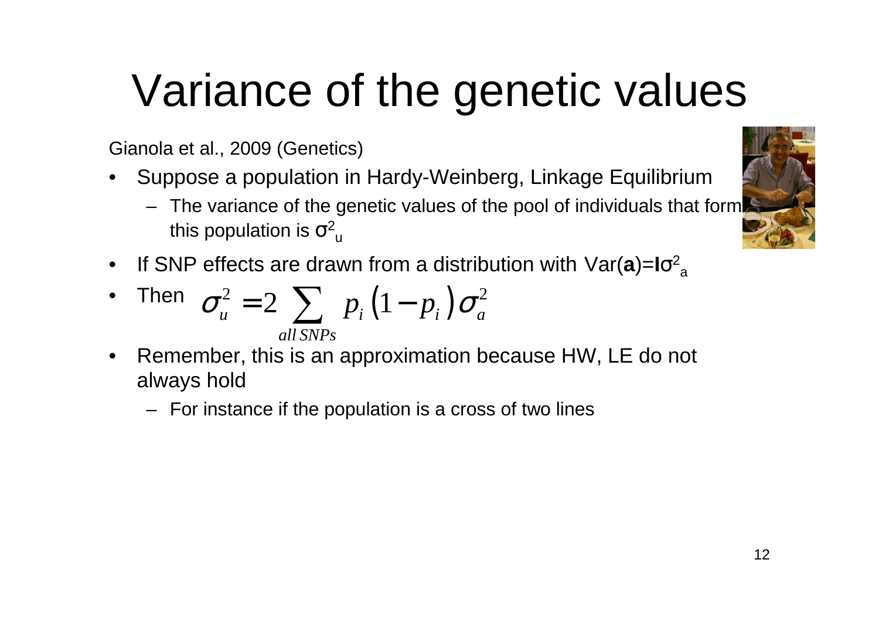# Variance of the genetic values

Gianola et al., 2009 (Genetics)

- Suppose a population in Hardy-Weinberg, Linkage Equilibrium
  - The variance of the genetic values of the pool of individuals that form this population is $\sigma^2_u$
- If SNP effects are drawn from a distribution with Var(**a**)=**I**$\sigma^2_a$
- Then $$\sigma_u^2 = 2 \sum_{all\,SNPs} p_i \left(1 - p_i\right) \sigma_a^2$$
- Remember, this is an approximation because HW, LE do not always hold
  - For instance if the population is a cross of two lines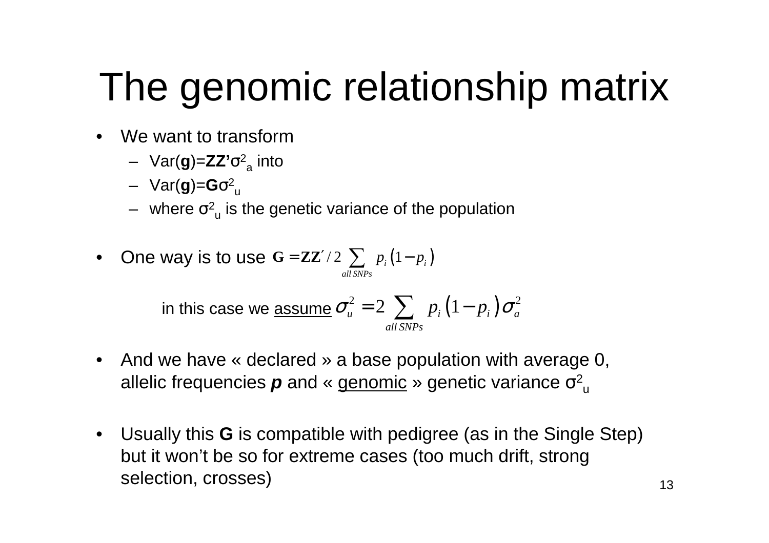# The genomic relationship matrix

- We want to transform
  - Var(**g**)=**ZZ'**$\sigma^2_a$ into
  - Var(**g**)=**G**$\sigma^2_u$
  - where $\sigma^2_u$ is the genetic variance of the population

- One way is to use $\mathbf{G} = \mathbf{ZZ}' / 2 \sum_{all\,SNPs} p_i \left(1 - p_i\right)$

  in this case we <u>assume</u> $\sigma_u^2 = 2 \sum_{all\,SNPs} p_i \left(1 - p_i\right) \sigma_a^2$

- And we have « declared » a base population with average 0, allelic frequencies ***p*** and « <u>genomic</u> » genetic variance $\sigma^2_u$

- Usually this **G** is compatible with pedigree (as in the Single Step) but it won't be so for extreme cases (too much drift, strong selection, crosses)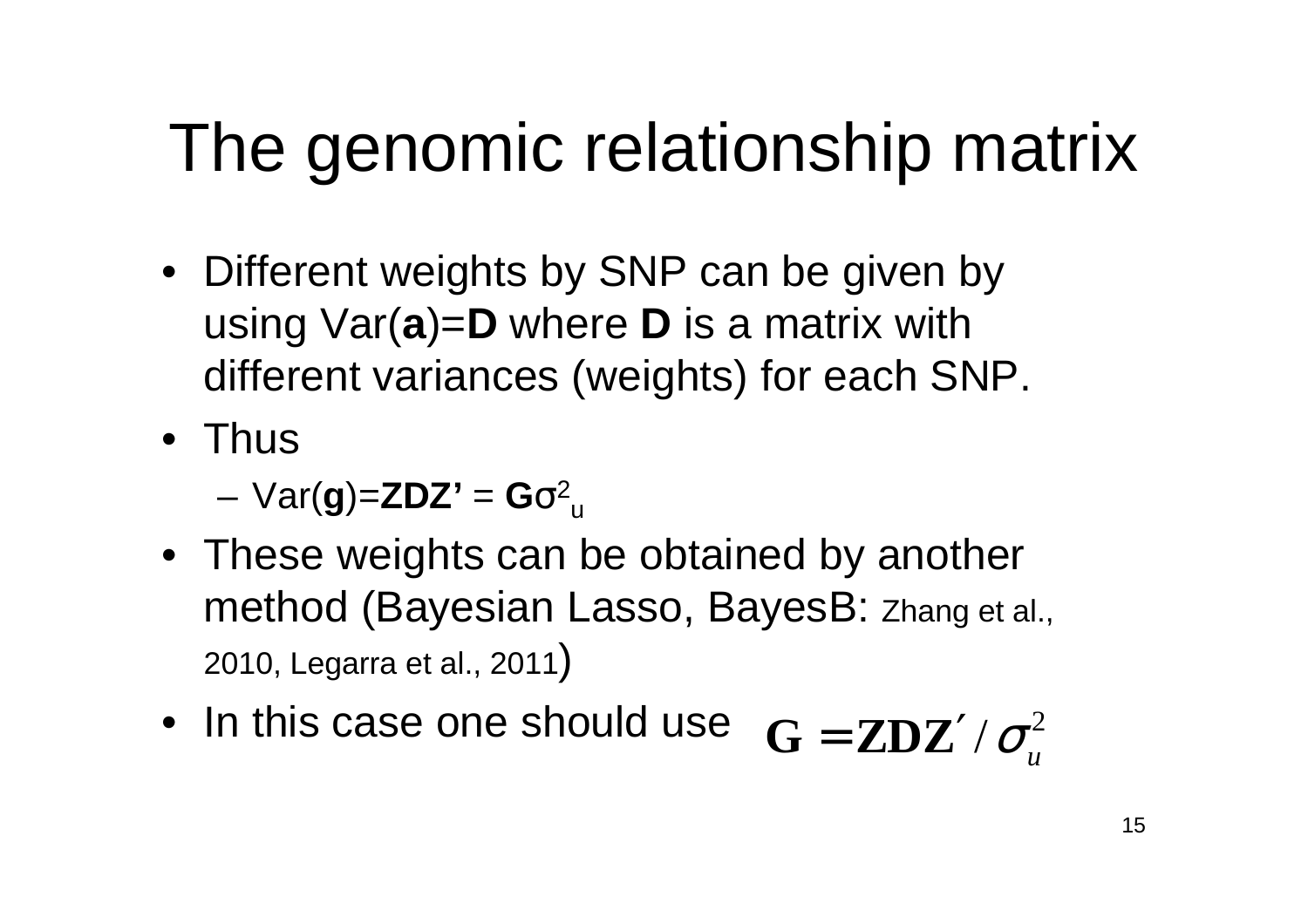# The genomic relationship matrix

- Different weights by SNP can be given by using Var(**a**)=**D** where **D** is a matrix with different variances (weights) for each SNP.
- Thus
  - Var(**g**)=**ZDZ'** = $\mathbf{G}\sigma^2_u$
- These weights can be obtained by another method (Bayesian Lasso, BayesB: Zhang et al., 2010, Legarra et al., 2011)
- In this case one should use $\mathbf{G} = \mathbf{ZDZ}' / \sigma_u^2$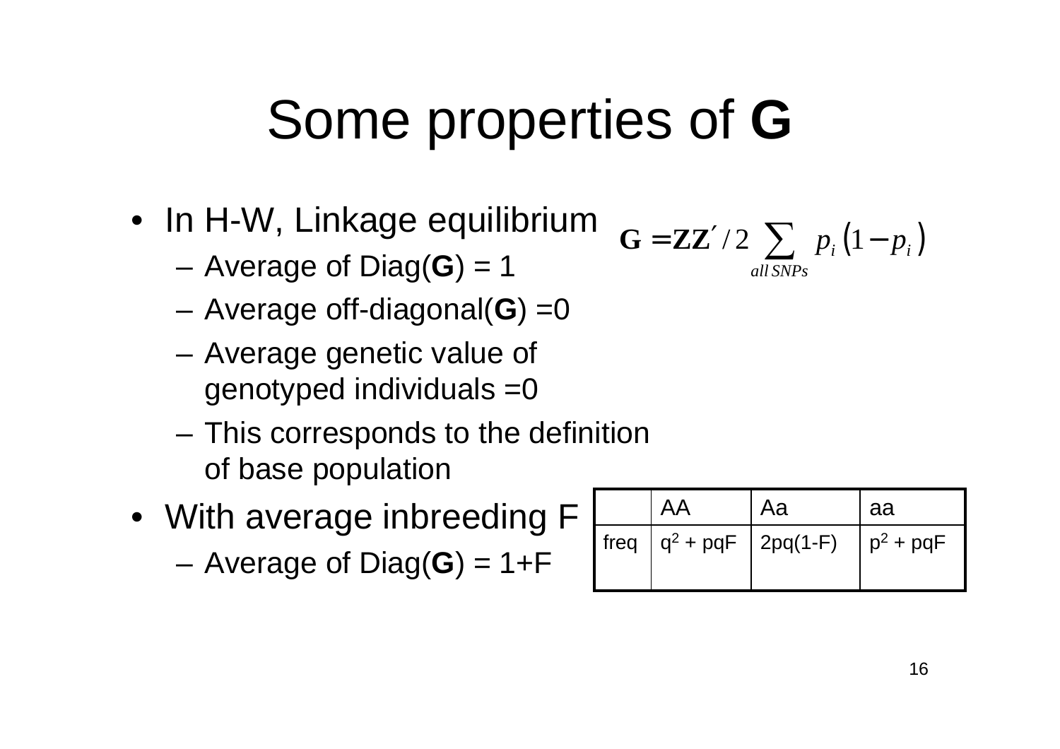# Some properties of G

- In H-W, Linkage equilibrium
  - Average of Diag(**G**) = 1
  - Average off-diagonal(**G**) =0
  - Average genetic value of genotyped individuals =0
  - This corresponds to the definition of base population

$$\mathbf{G} = \mathbf{Z}\mathbf{Z}' / 2 \sum_{all\,SNPs} p_i \left(1 - p_i\right)$$

- With average inbreeding F
  - Average of Diag(**G**) = 1+F

|  | AA | Aa | aa |
|---|---|---|---|
| freq | $q^2$ + pqF | 2pq(1-F) | $p^2$ + pqF |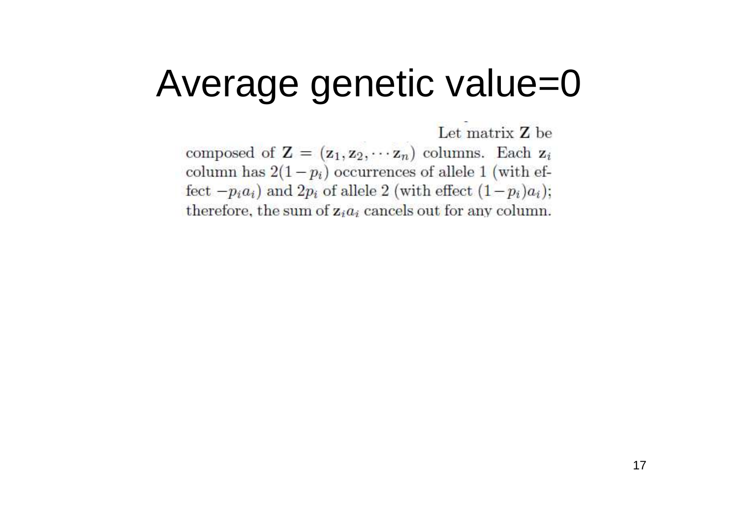# Average genetic value=0

Let matrix $\mathbf{Z}$ be composed of $\mathbf{Z} = (\mathbf{z}_1, \mathbf{z}_2, \cdots \mathbf{z}_n)$ columns. Each $\mathbf{z}_i$ column has $2(1-p_i)$ occurrences of allele 1 (with effect $-p_i a_i$) and $2p_i$ of allele 2 (with effect $(1-p_i)a_i$); therefore, the sum of $\mathbf{z}_i a_i$ cancels out for any column.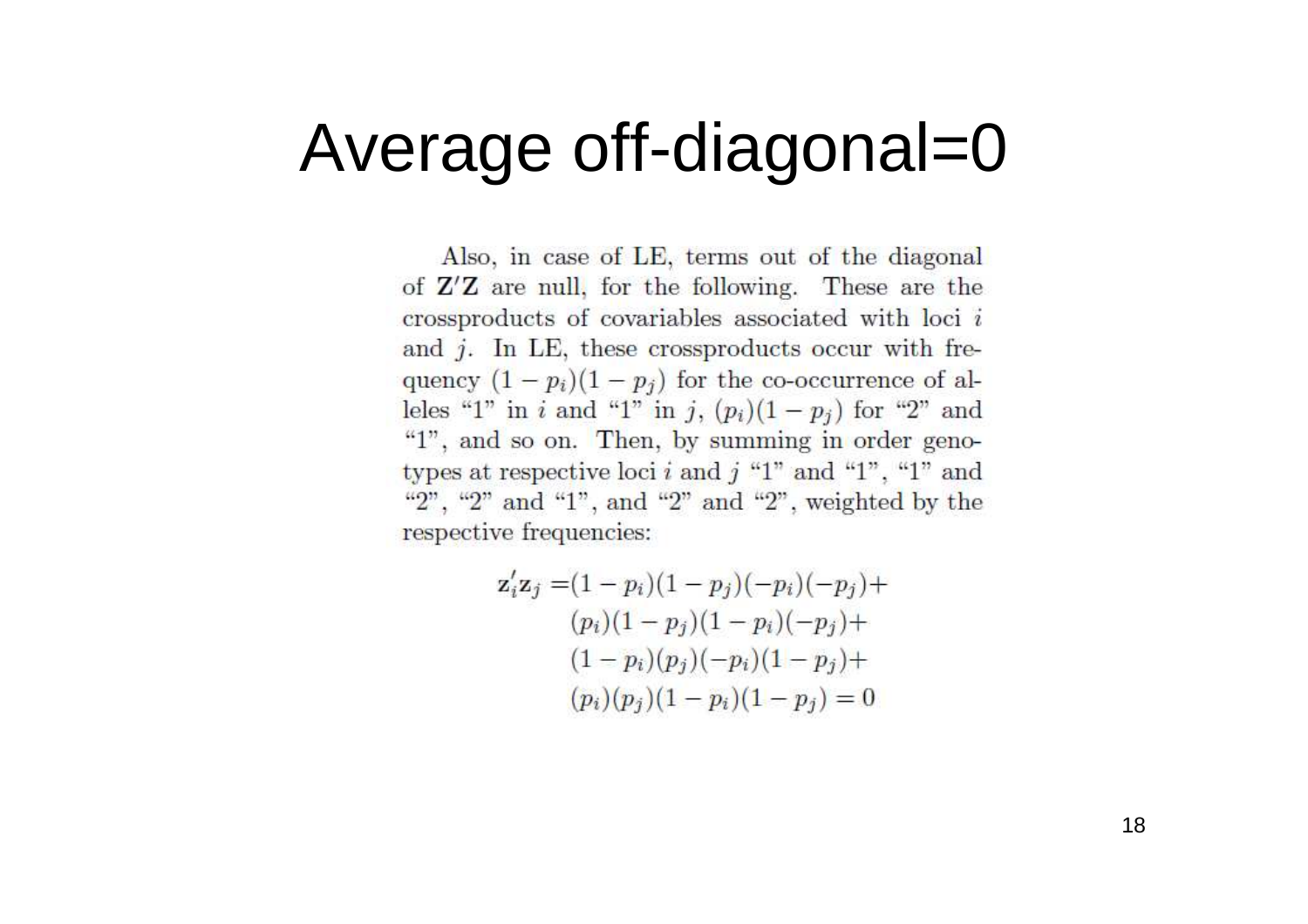# Average off-diagonal=0

Also, in case of LE, terms out of the diagonal of $\mathbf{Z}'\mathbf{Z}$ are null, for the following. These are the crossproducts of covariables associated with loci $i$ and $j$. In LE, these crossproducts occur with frequency $(1-p_i)(1-p_j)$ for the co-occurrence of alleles "1" in $i$ and "1" in $j$, $(p_i)(1-p_j)$ for "2" and "1", and so on. Then, by summing in order genotypes at respective loci $i$ and $j$ "1" and "1", "1" and "2", "2" and "1", and "2" and "2", weighted by the respective frequencies:

$$
\begin{aligned}
\mathbf{z}_i'\mathbf{z}_j =& (1-p_i)(1-p_j)(-p_i)(-p_j)+ \\
& (p_i)(1-p_j)(1-p_i)(-p_j)+ \\
& (1-p_i)(p_j)(-p_i)(1-p_j)+ \\
& (p_i)(p_j)(1-p_i)(1-p_j) = 0
\end{aligned}
$$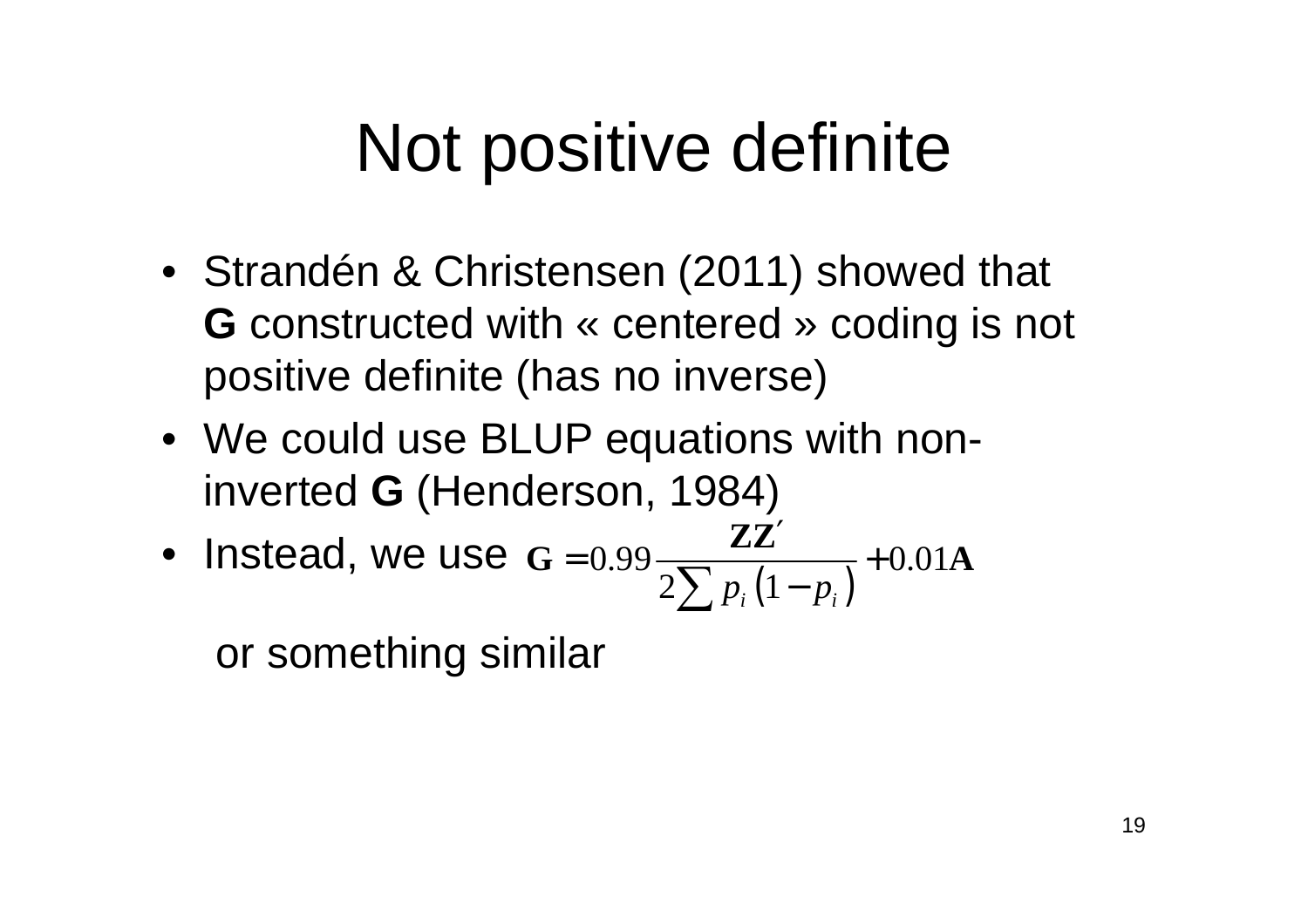# Not positive definite

- Strandén & Christensen (2011) showed that **G** constructed with « centered » coding is not positive definite (has no inverse)
- We could use BLUP equations with non-inverted **G** (Henderson, 1984)
- Instead, we use $\mathbf{G} = 0.99 \dfrac{\mathbf{ZZ}'}{2\sum p_i \left(1 - p_i\right)} + 0.01\mathbf{A}$

  or something similar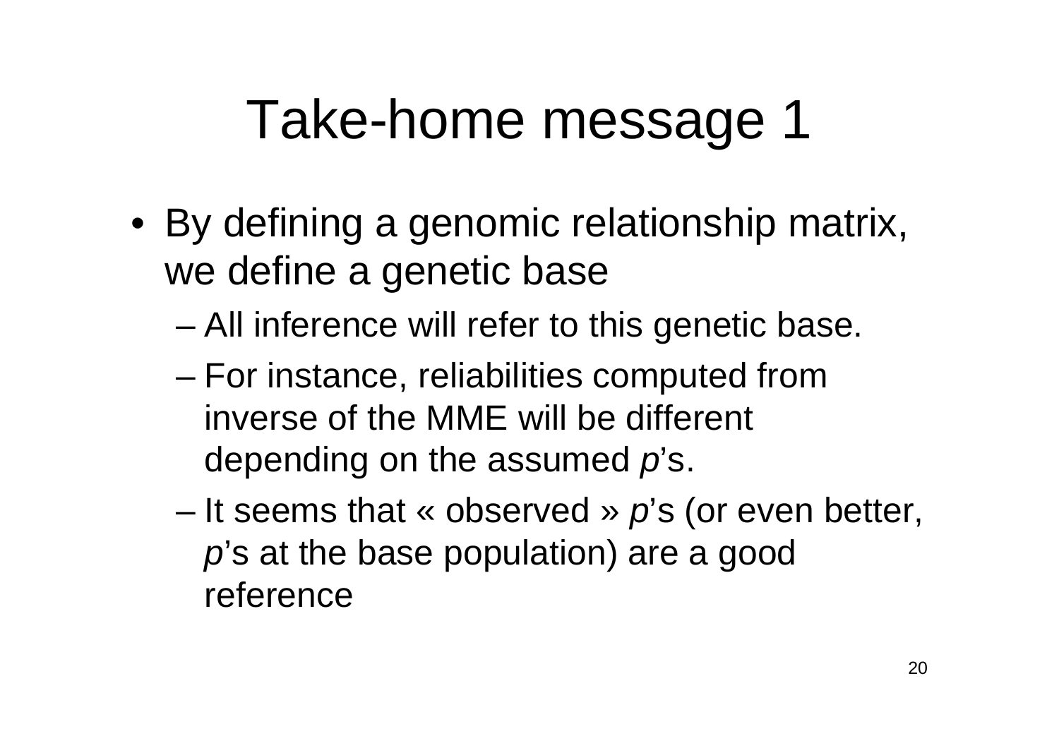# Take-home message 1

- By defining a genomic relationship matrix, we define a genetic base
  - All inference will refer to this genetic base.
  - For instance, reliabilities computed from inverse of the MME will be different depending on the assumed *p*'s.
  - It seems that « observed » *p*'s (or even better, *p*'s at the base population) are a good reference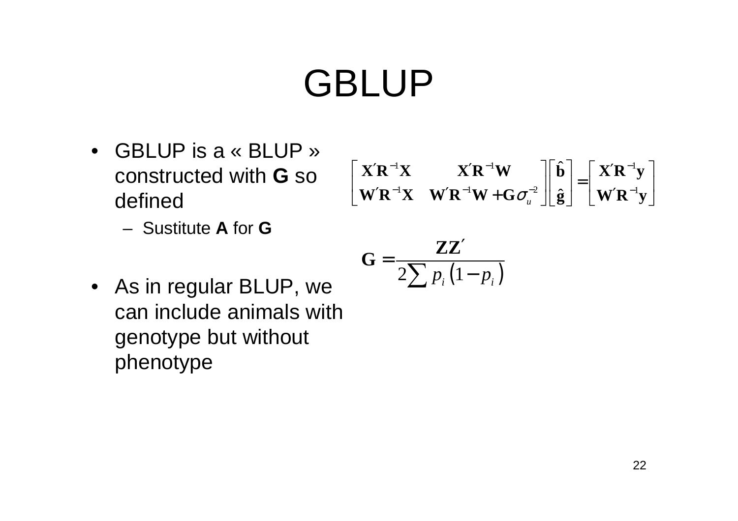# GBLUP

- GBLUP is a « BLUP » constructed with **G** so defined
  - Sustitute **A** for **G**

$$\begin{bmatrix} \mathbf{X}'\mathbf{R}^{-1}\mathbf{X} & \mathbf{X}'\mathbf{R}^{-1}\mathbf{W} \\ \mathbf{W}'\mathbf{R}^{-1}\mathbf{X} & \mathbf{W}'\mathbf{R}^{-1}\mathbf{W} + \mathbf{G}\sigma_u^{-2} \end{bmatrix} \begin{bmatrix} \hat{\mathbf{b}} \\ \hat{\mathbf{g}} \end{bmatrix} = \begin{bmatrix} \mathbf{X}'\mathbf{R}^{-1}\mathbf{y} \\ \mathbf{W}'\mathbf{R}^{-1}\mathbf{y} \end{bmatrix}$$

$$\mathbf{G} = \frac{\mathbf{Z}\mathbf{Z}'}{2\sum p_i\left(1 - p_i\right)}$$

- As in regular BLUP, we can include animals with genotype but without phenotype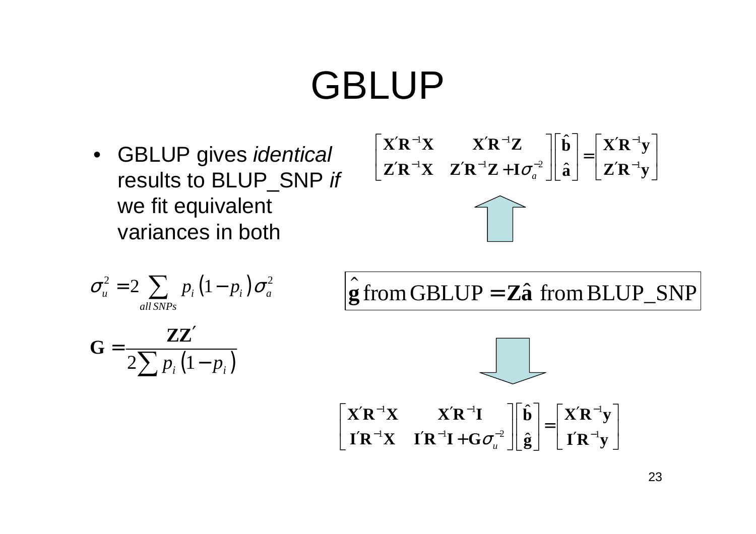# GBLUP

- GBLUP gives *identical* results to BLUP_SNP *if* we fit equivalent variances in both

$$\begin{bmatrix} \mathbf{X}'\mathbf{R}^{-1}\mathbf{X} & \mathbf{X}'\mathbf{R}^{-1}\mathbf{Z} \\ \mathbf{Z}'\mathbf{R}^{-1}\mathbf{X} & \mathbf{Z}'\mathbf{R}^{-1}\mathbf{Z} + \mathbf{I}\sigma_a^{-2} \end{bmatrix} \begin{bmatrix} \hat{\mathbf{b}} \\ \hat{\mathbf{a}} \end{bmatrix} = \begin{bmatrix} \mathbf{X}'\mathbf{R}^{-1}\mathbf{y} \\ \mathbf{Z}'\mathbf{R}^{-1}\mathbf{y} \end{bmatrix}$$

$$\sigma_u^2 = 2\sum_{all\,SNPs} p_i\left(1-p_i\right)\sigma_a^2$$

$$\hat{\mathbf{g}} \text{ from GBLUP} = \mathbf{Z}\hat{\mathbf{a}} \text{ from BLUP\_SNP}$$

$$\mathbf{G} = \frac{\mathbf{Z}\mathbf{Z}'}{2\sum p_i\left(1-p_i\right)}$$

$$\begin{bmatrix} \mathbf{X}'\mathbf{R}^{-1}\mathbf{X} & \mathbf{X}'\mathbf{R}^{-1}\mathbf{I} \\ \mathbf{I}'\mathbf{R}^{-1}\mathbf{X} & \mathbf{I}'\mathbf{R}^{-1}\mathbf{I} + \mathbf{G}\sigma_u^{-2} \end{bmatrix} \begin{bmatrix} \hat{\mathbf{b}} \\ \hat{\mathbf{g}} \end{bmatrix} = \begin{bmatrix} \mathbf{X}'\mathbf{R}^{-1}\mathbf{y} \\ \mathbf{I}'\mathbf{R}^{-1}\mathbf{y} \end{bmatrix}$$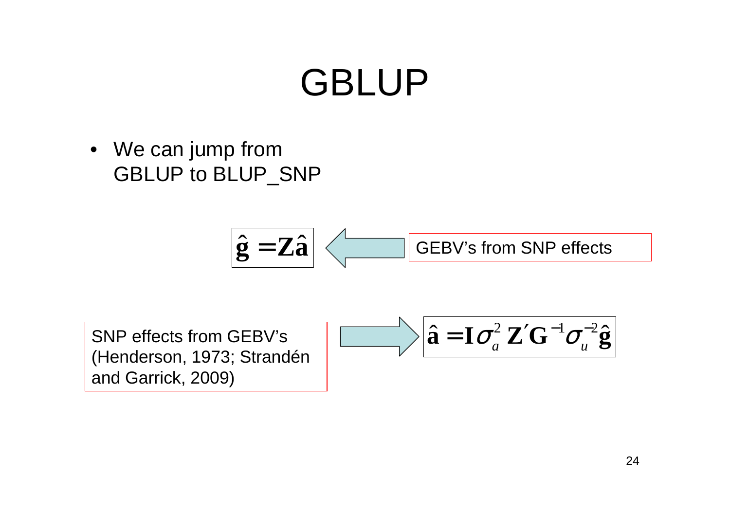# GBLUP

- We can jump from GBLUP to BLUP_SNP

$$\hat{\mathbf{g}} = \mathbf{Z}\hat{\mathbf{a}}$$

GEBV's from SNP effects

SNP effects from GEBV's (Henderson, 1973; Strandén and Garrick, 2009)

$$\hat{\mathbf{a}} = \mathbf{I}\sigma_a^2 \mathbf{Z}'\mathbf{G}^{-1}\sigma_u^{-2}\hat{\mathbf{g}}$$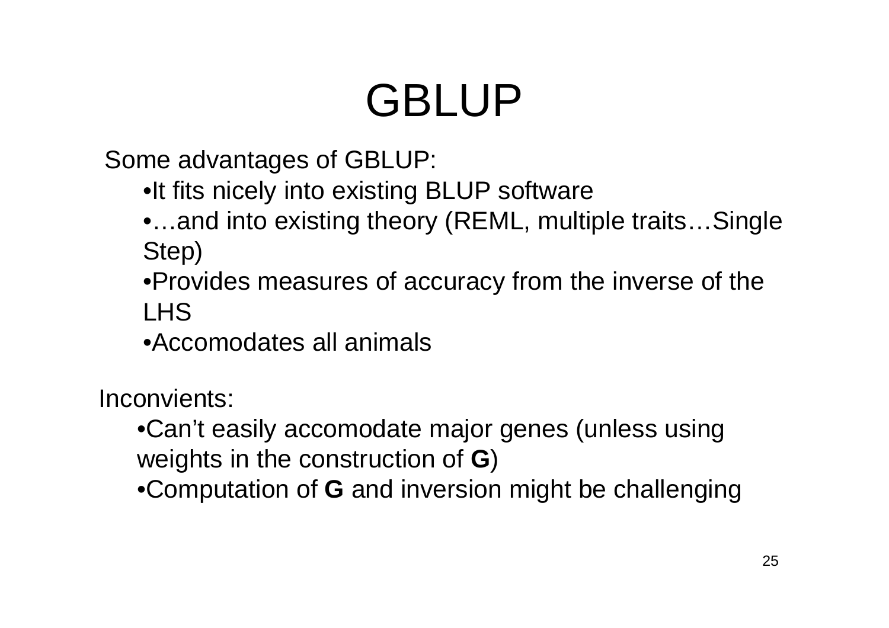# GBLUP

Some advantages of GBLUP:

- It fits nicely into existing BLUP software
- …and into existing theory (REML, multiple traits…Single Step)
- Provides measures of accuracy from the inverse of the LHS
- Accomodates all animals

Inconvients:

- Can't easily accomodate major genes (unless using weights in the construction of **G**)
- Computation of **G** and inversion might be challenging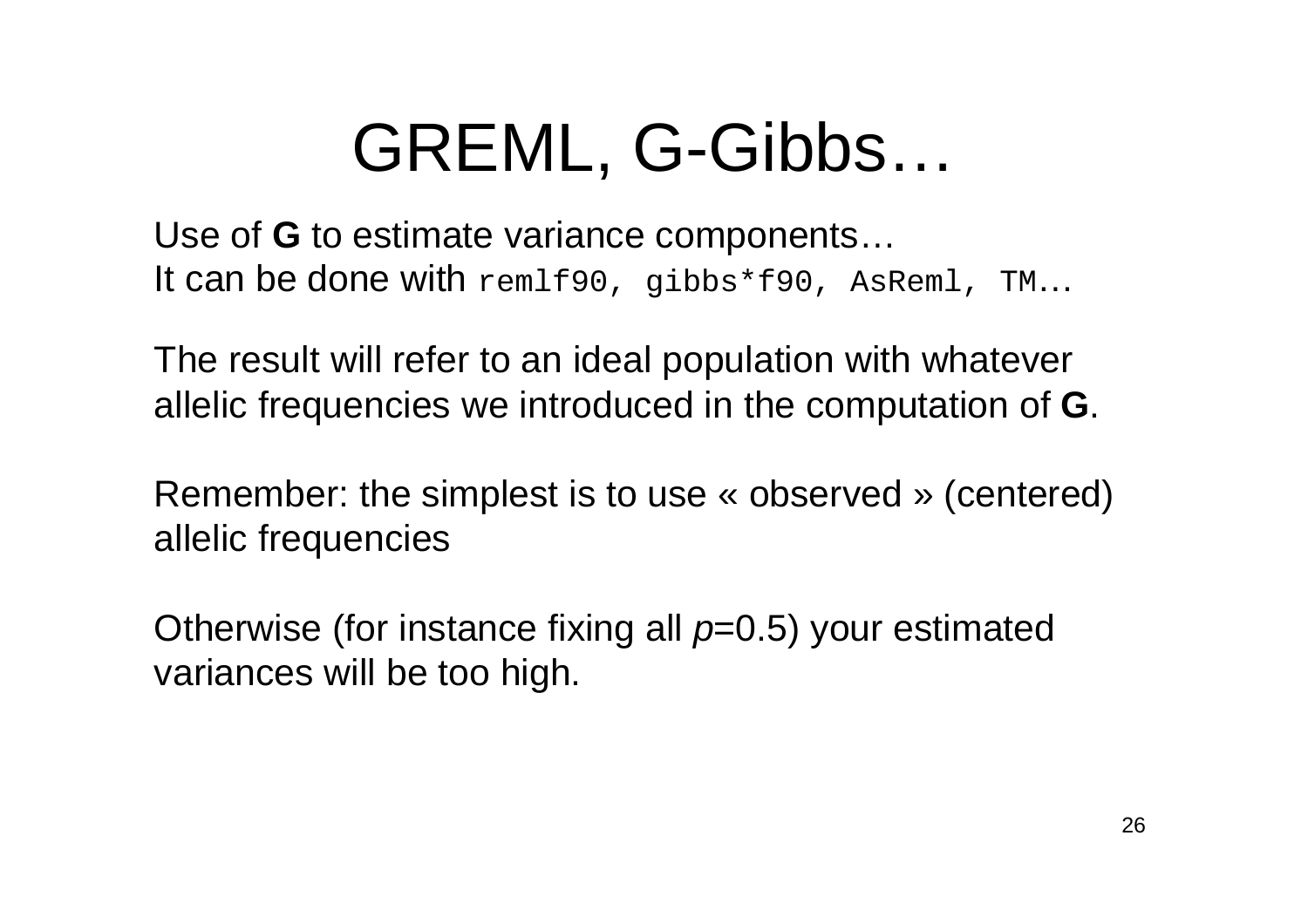# GREML, G-Gibbs…

Use of **G** to estimate variance components…
It can be done with `remlf90, gibbs*f90, AsReml, TM`…

The result will refer to an ideal population with whatever allelic frequencies we introduced in the computation of **G**.

Remember: the simplest is to use « observed » (centered) allelic frequencies

Otherwise (for instance fixing all $p$=0.5) your estimated variances will be too high.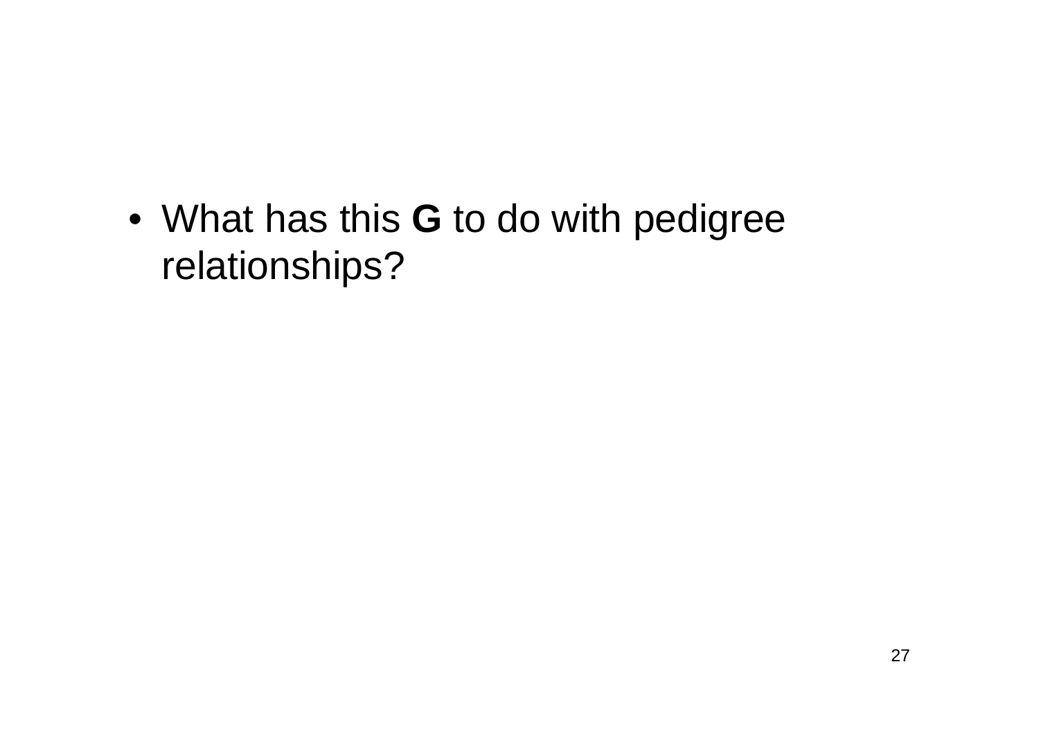- What has this **G** to do with pedigree relationships?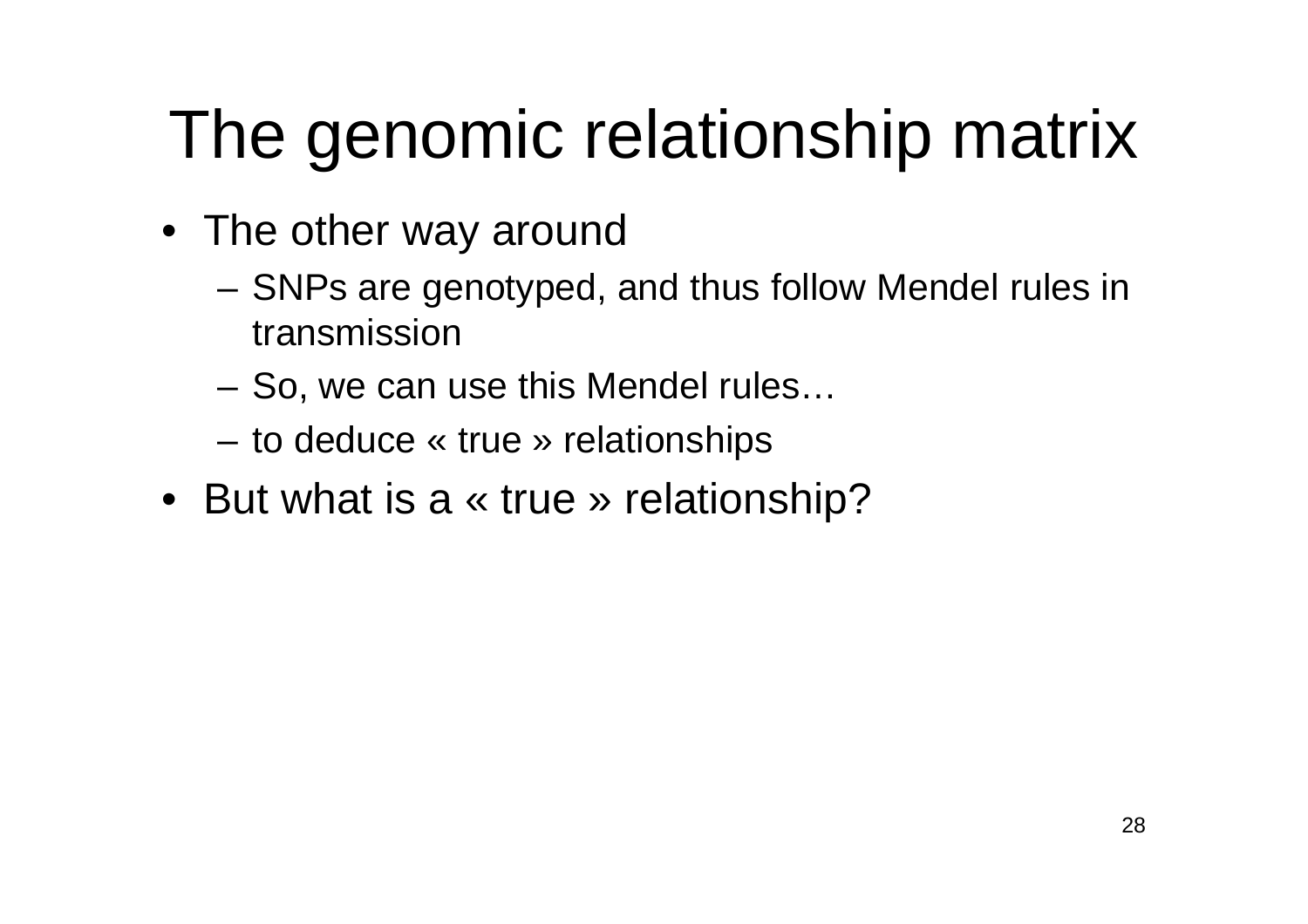# The genomic relationship matrix

- The other way around
  - SNPs are genotyped, and thus follow Mendel rules in transmission
  - So, we can use this Mendel rules…
  - to deduce « true » relationships
- But what is a « true » relationship?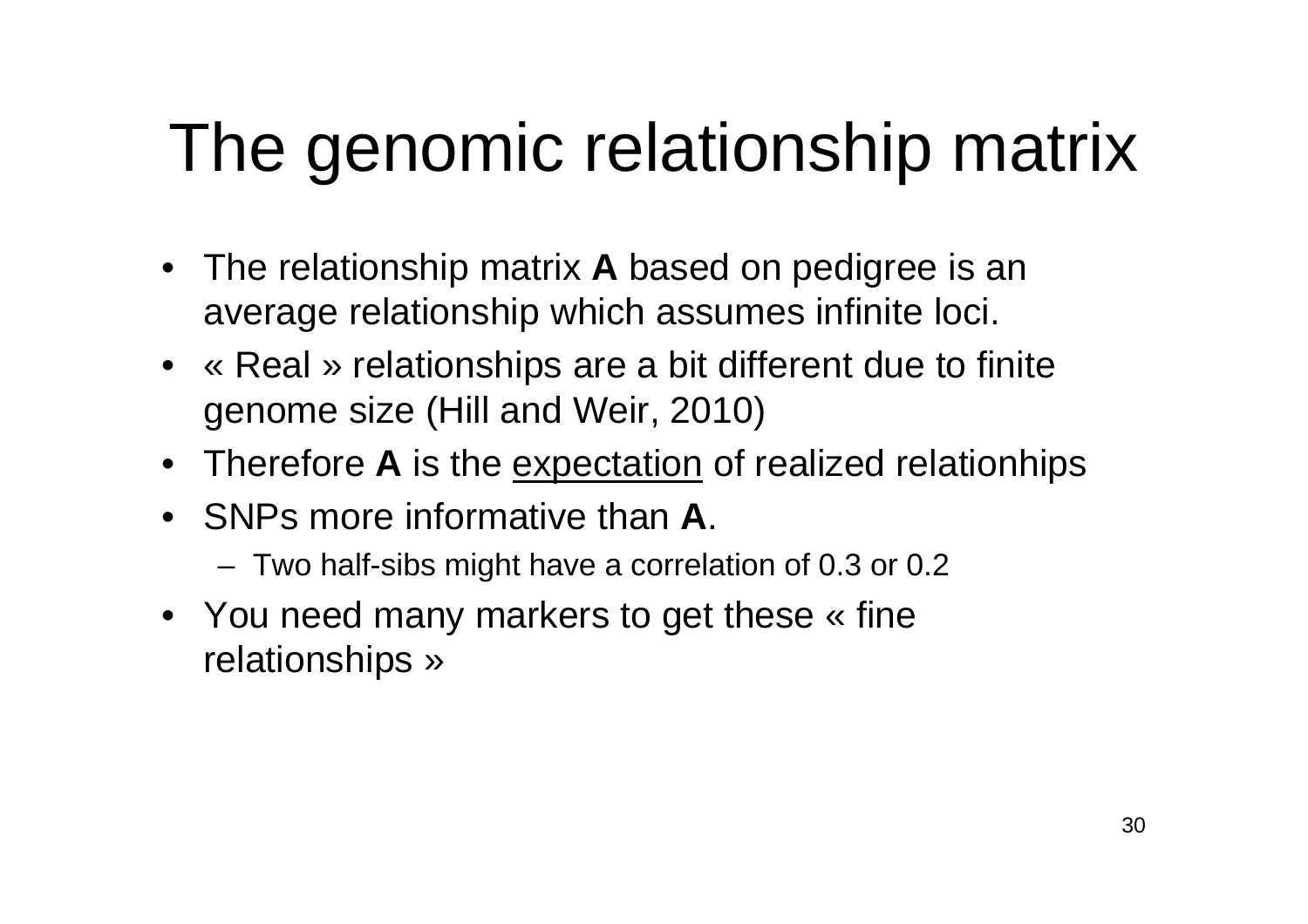# The genomic relationship matrix

- The relationship matrix **A** based on pedigree is an average relationship which assumes infinite loci.
- « Real » relationships are a bit different due to finite genome size (Hill and Weir, 2010)
- Therefore **A** is the <u>expectation</u> of realized relationhips
- SNPs more informative than **A**.
  - Two half-sibs might have a correlation of 0.3 or 0.2
- You need many markers to get these « fine relationships »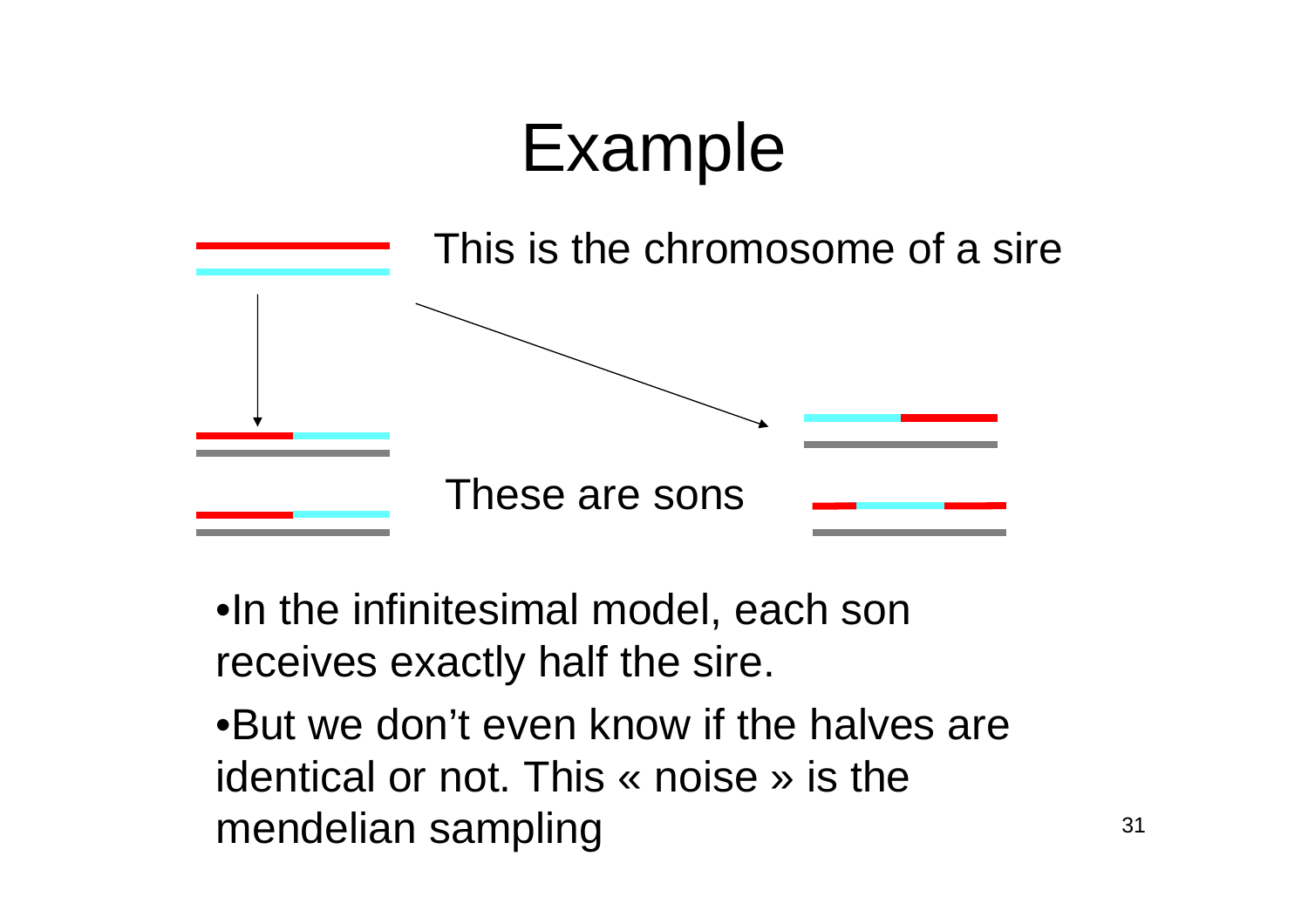# Example

This is the chromosome of a sire

These are sons

- In the infinitesimal model, each son receives exactly half the sire.
- But we don't even know if the halves are identical or not. This « noise » is the mendelian sampling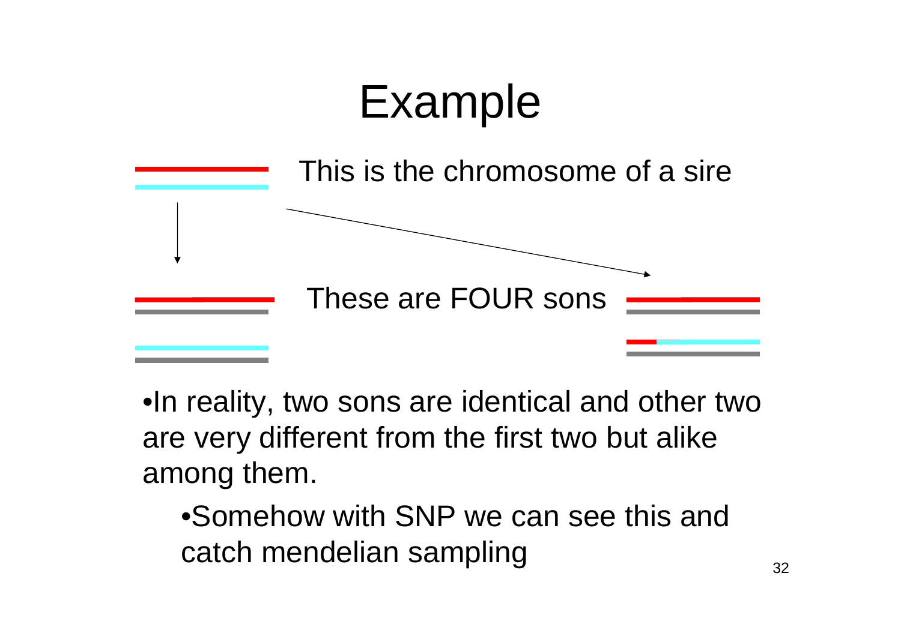# Example

This is the chromosome of a sire

These are FOUR sons

- In reality, two sons are identical and other two are very different from the first two but alike among them.
  - Somehow with SNP we can see this and catch mendelian sampling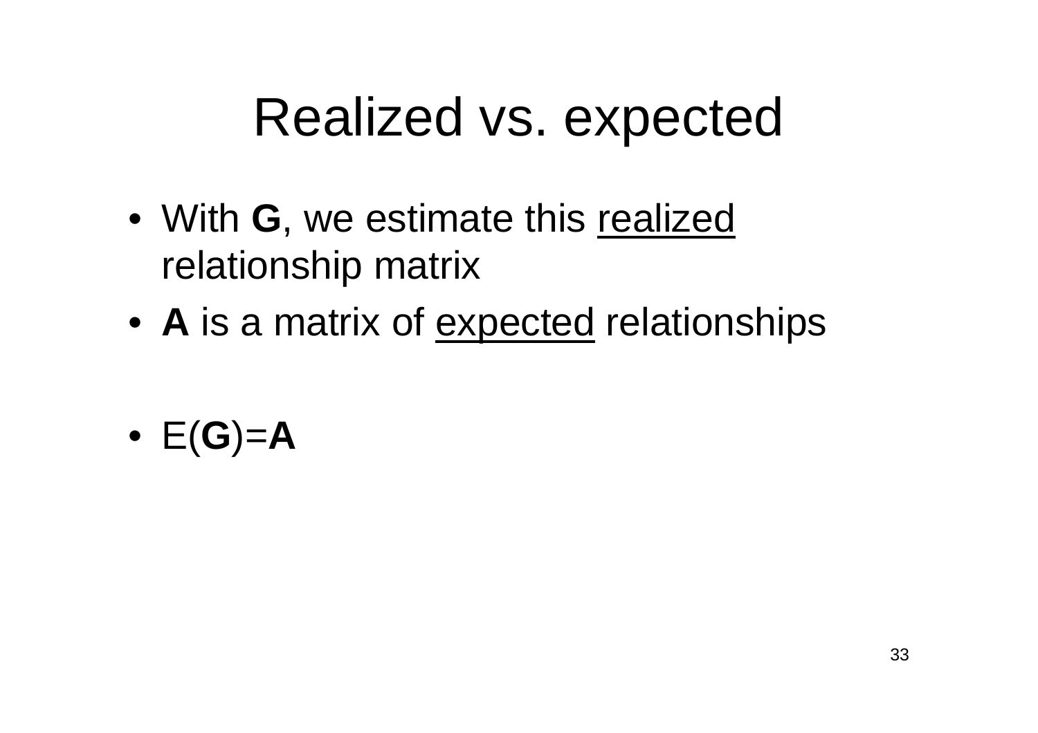# Realized vs. expected

- With **G**, we estimate this <u>realized</u> relationship matrix
- **A** is a matrix of <u>expected</u> relationships
- E(**G**)=**A**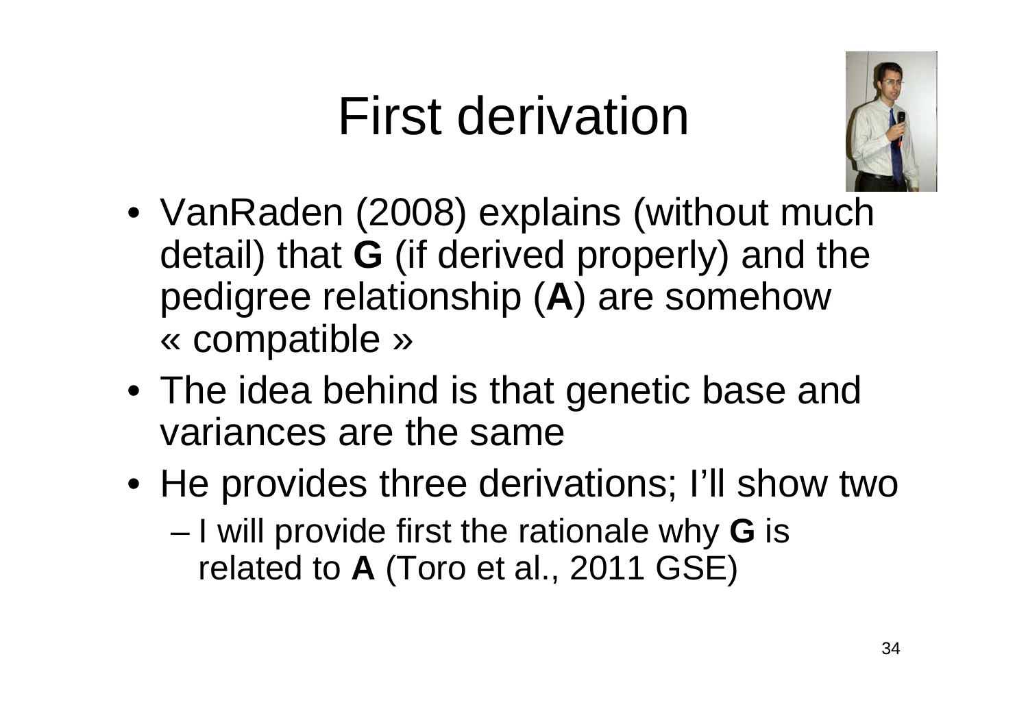# First derivation

- VanRaden (2008) explains (without much detail) that **G** (if derived properly) and the pedigree relationship (**A**) are somehow « compatible »
- The idea behind is that genetic base and variances are the same
- He provides three derivations; I'll show two
  - I will provide first the rationale why **G** is related to **A** (Toro et al., 2011 GSE)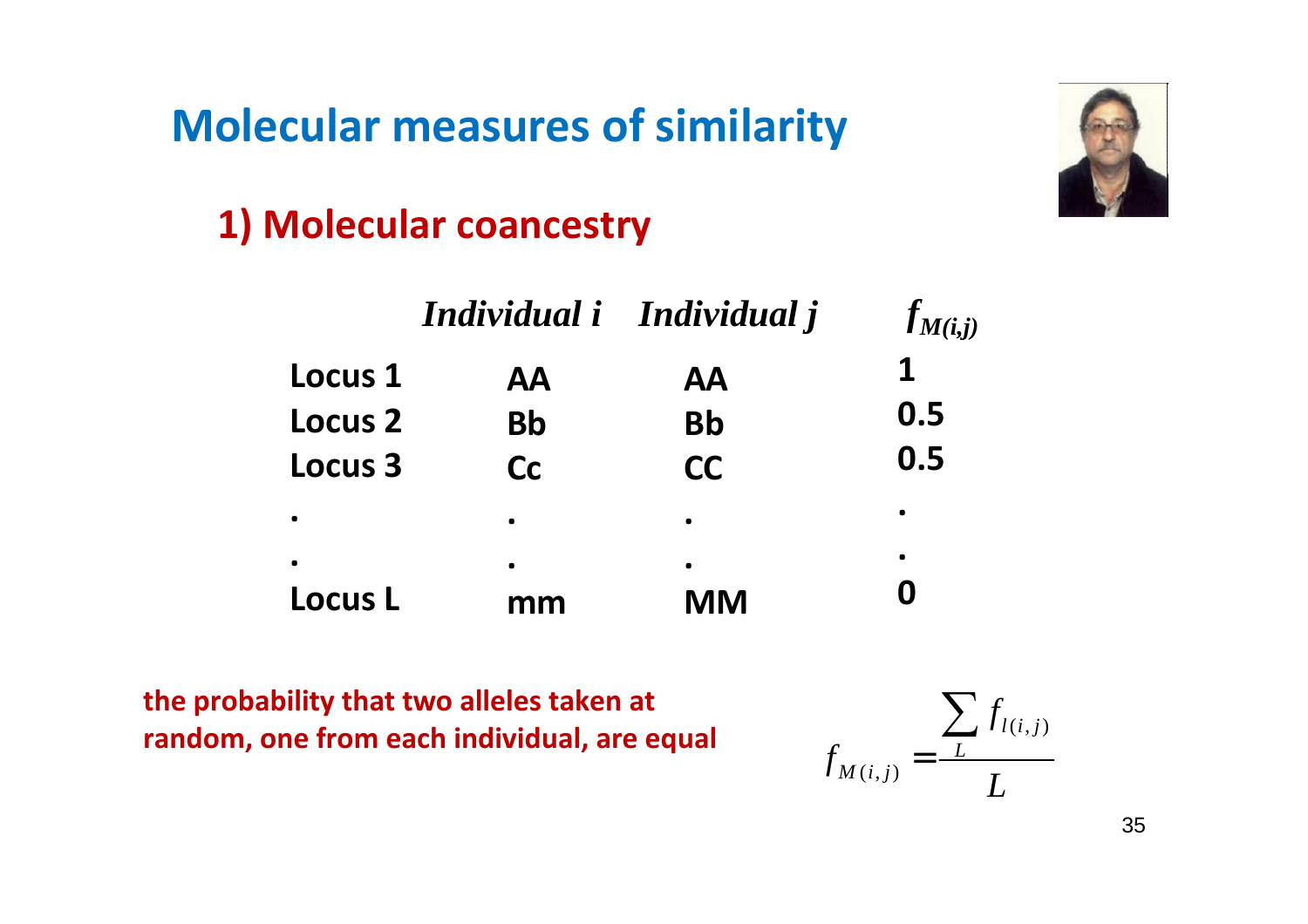# Molecular measures of similarity

## 1) Molecular coancestry

| | *Individual i* | *Individual j* | $f_{M(i,j)}$ |
|---|---|---|---|
| **Locus 1** | **AA** | **AA** | **1** |
| **Locus 2** | **Bb** | **Bb** | **0.5** |
| **Locus 3** | **Cc** | **CC** | **0.5** |
| . | . | . | . |
| . | . | . | . |
| **Locus L** | **mm** | **MM** | **0** |

**the probability that two alleles taken at random, one from each individual, are equal**

$$f_{M(i,j)} = \frac{\sum_{L} f_{l(i,j)}}{L}$$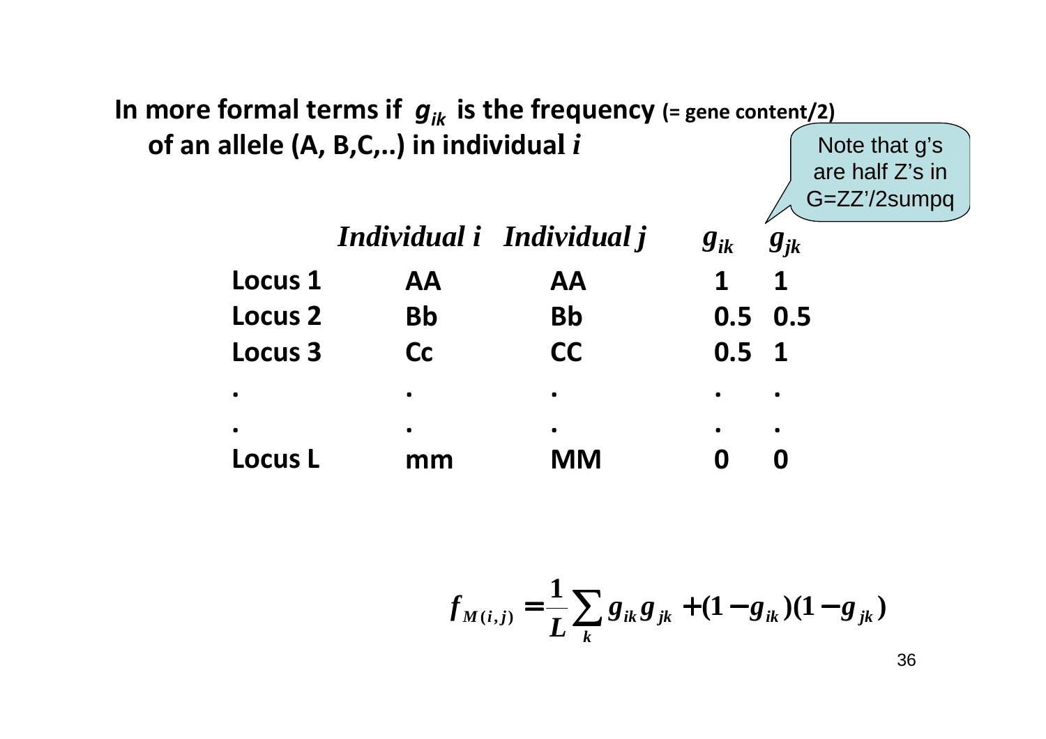In more formal terms if $g_{ik}$ is the frequency (= gene content/2) of an allele (A, B,C,..) in individual $i$

Note that g's are half Z's in G=ZZ'/2sumpq

| | *Individual i* | *Individual j* | $g_{ik}$ | $g_{jk}$ |
|---|---|---|---|---|
| Locus 1 | AA | AA | 1 | 1 |
| Locus 2 | Bb | Bb | 0.5 | 0.5 |
| Locus 3 | Cc | CC | 0.5 | 1 |
| . | . | . | . | . |
| . | . | . | . | . |
| Locus L | mm | MM | 0 | 0 |

$$f_{M(i,j)} = \frac{1}{L} \sum_k g_{ik} g_{jk} + (1 - g_{ik})(1 - g_{jk})$$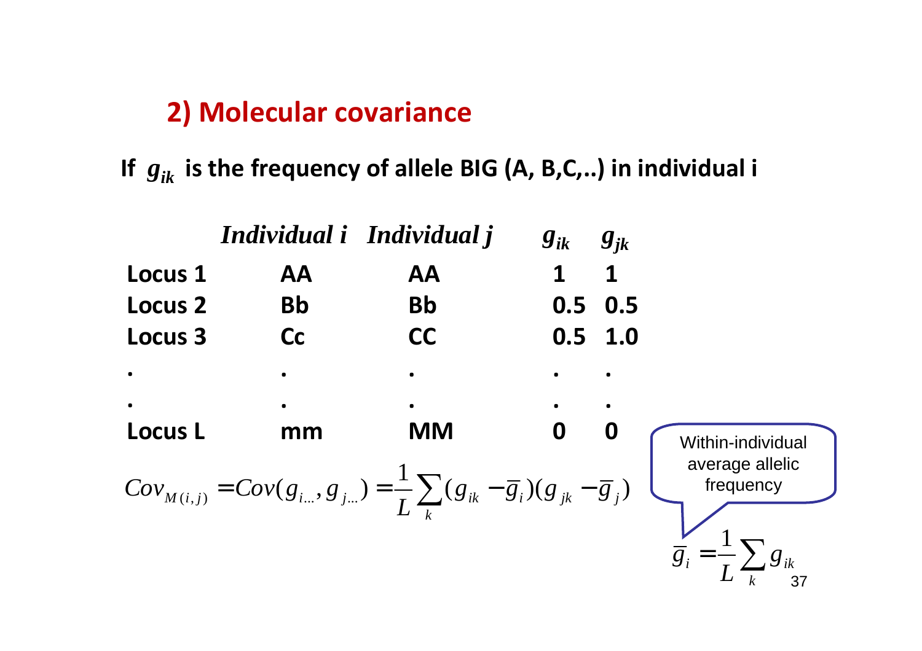## 2) Molecular covariance

**If $g_{ik}$ is the frequency of allele BIG (A, B,C,..) in individual i**

| | *Individual i* | *Individual j* | $g_{ik}$ | $g_{jk}$ |
|---|---|---|---|---|
| **Locus 1** | **AA** | **AA** | **1** | **1** |
| **Locus 2** | **Bb** | **Bb** | **0.5** | **0.5** |
| **Locus 3** | **Cc** | **CC** | **0.5** | **1.0** |
| . | . | . | . | . |
| . | . | . | . | . |
| **Locus L** | **mm** | **MM** | **0** | **0** |

$$Cov_{M(i,j)} = Cov(g_{i...}, g_{j...}) = \frac{1}{L}\sum_k (g_{ik} - \bar{g}_i)(g_{jk} - \bar{g}_j)$$

Within-individual average allelic frequency

$$\bar{g}_i = \frac{1}{L}\sum_k g_{ik}$$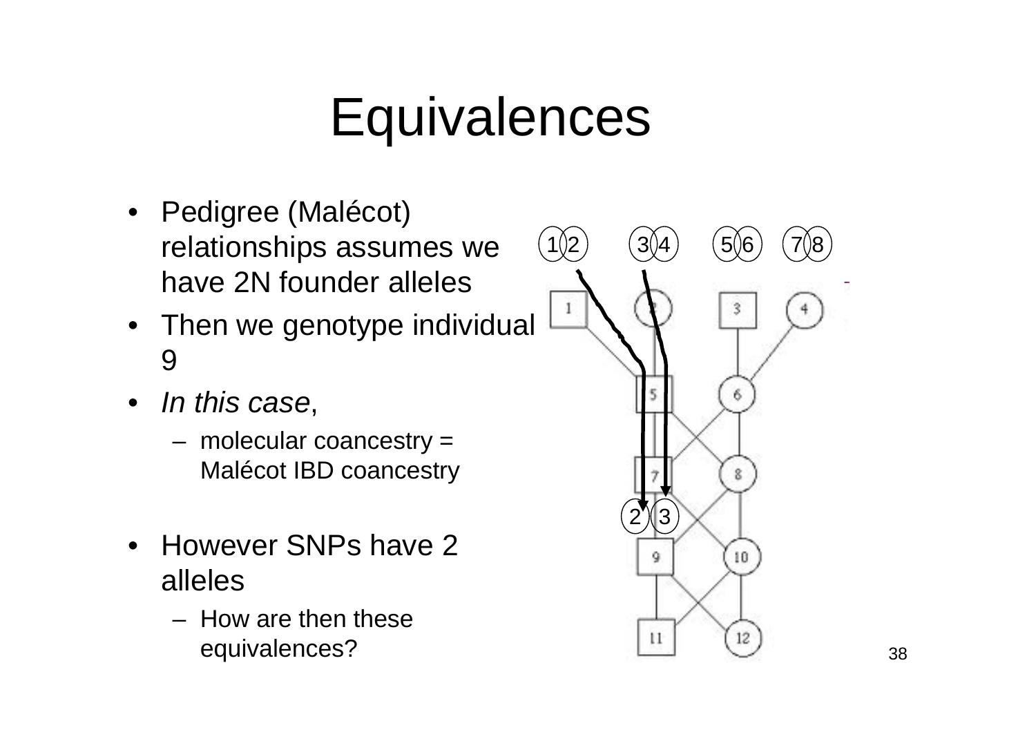# Equivalences

- Pedigree (Malécot) relationships assumes we have 2N founder alleles
- Then we genotype individual 9
- *In this case*,
  - molecular coancestry = Malécot IBD coancestry
- However SNPs have 2 alleles
  - How are then these equivalences?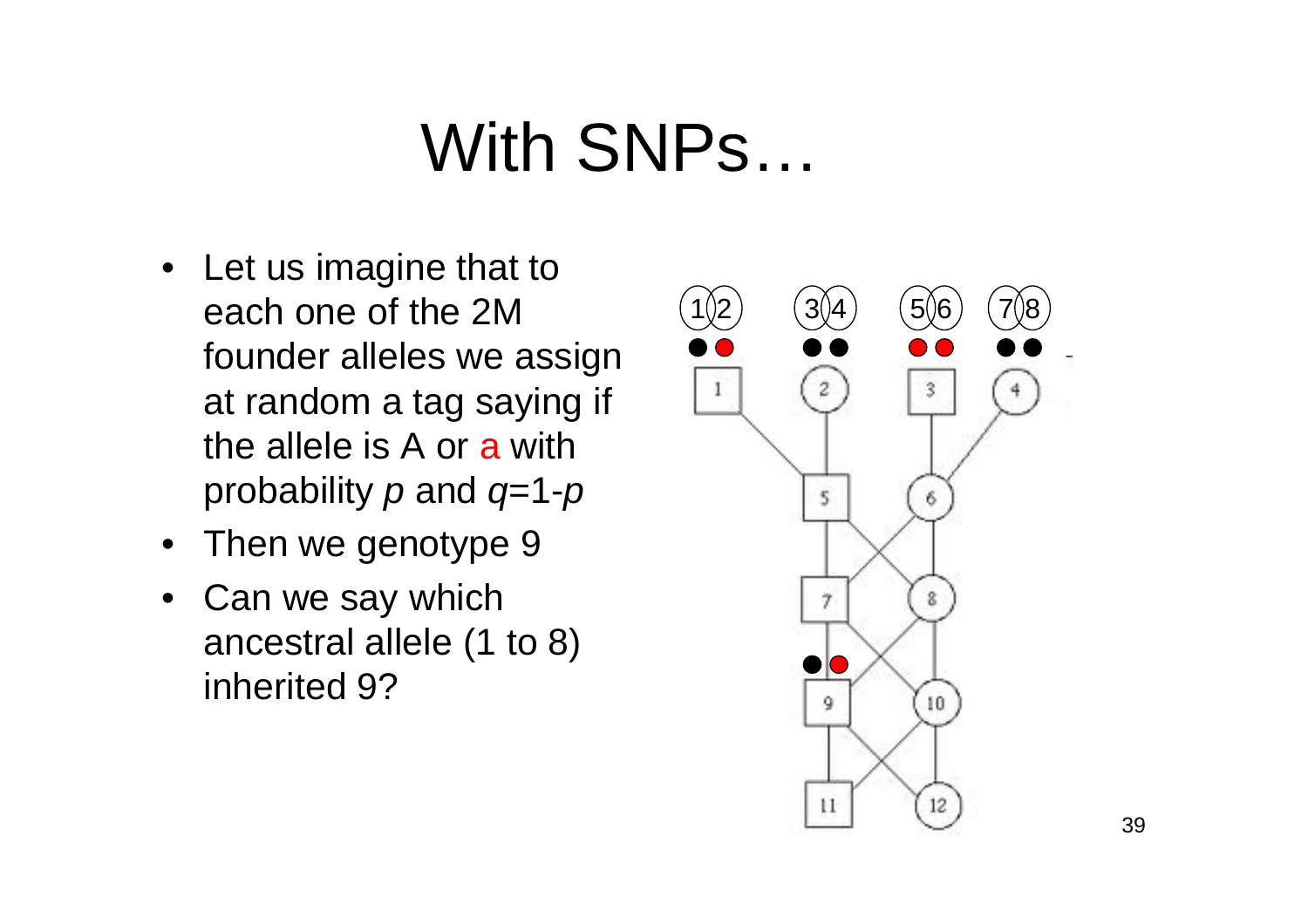# With SNPs…

- Let us imagine that to each one of the 2M founder alleles we assign at random a tag saying if the allele is A or a with probability $p$ and $q$=1-$p$
- Then we genotype 9
- Can we say which ancestral allele (1 to 8) inherited 9?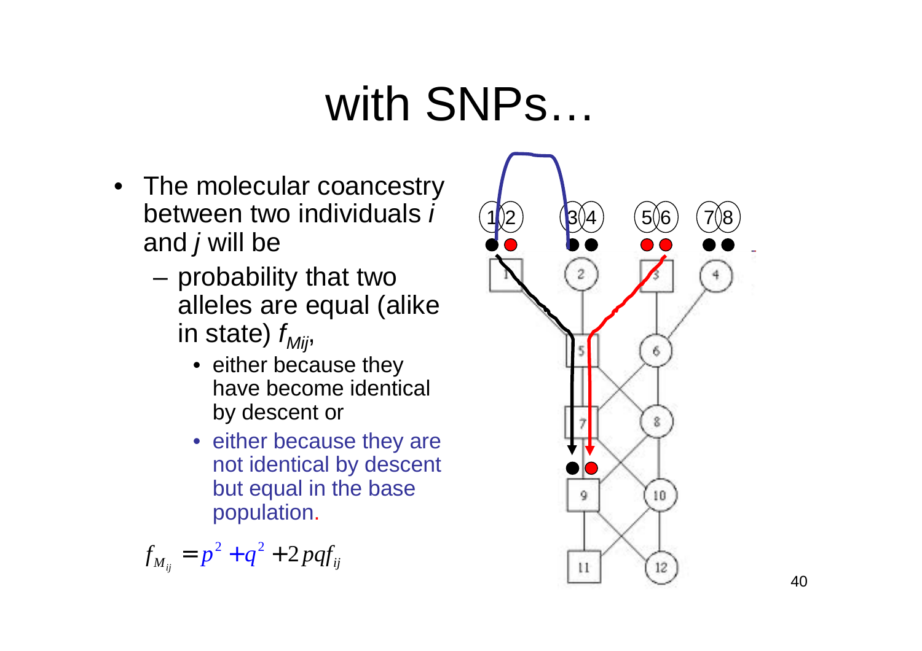# with SNPs…

- The molecular coancestry between two individuals *i* and *j* will be
  - probability that two alleles are equal (alike in state) $f_{Mij}$,
    - either because they have become identical by descent or
    - either because they are not identical by descent but equal in the base population.

$$f_{M_{ij}} = p^2 + q^2 + 2pqf_{ij}$$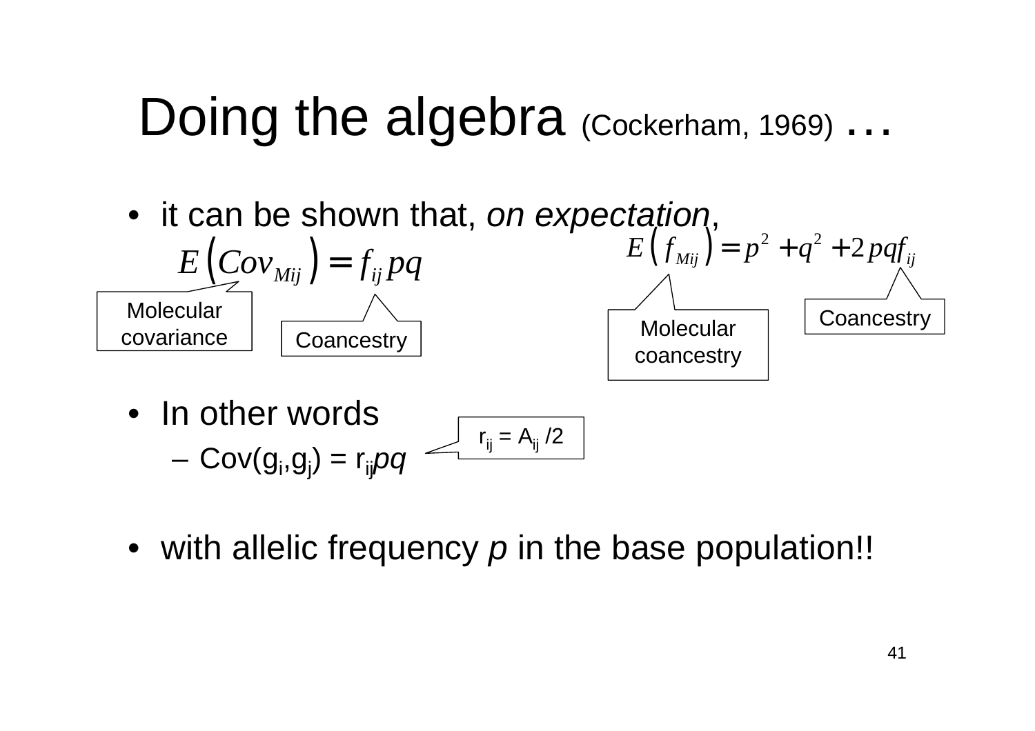# Doing the algebra (Cockerham, 1969) ...

- it can be shown that, *on expectation*,

$$E\left(Cov_{Mij}\right) = f_{ij}\, pq$$

Molecular covariance

Coancestry

$$E\left(f_{Mij}\right) = p^2 + q^2 + 2pqf_{ij}$$

Molecular coancestry

Coancestry

- In other words
  - $Cov(g_i, g_j) = r_{ij}pq$

$r_{ij} = A_{ij} / 2$

- with allelic frequency *p* in the base population!!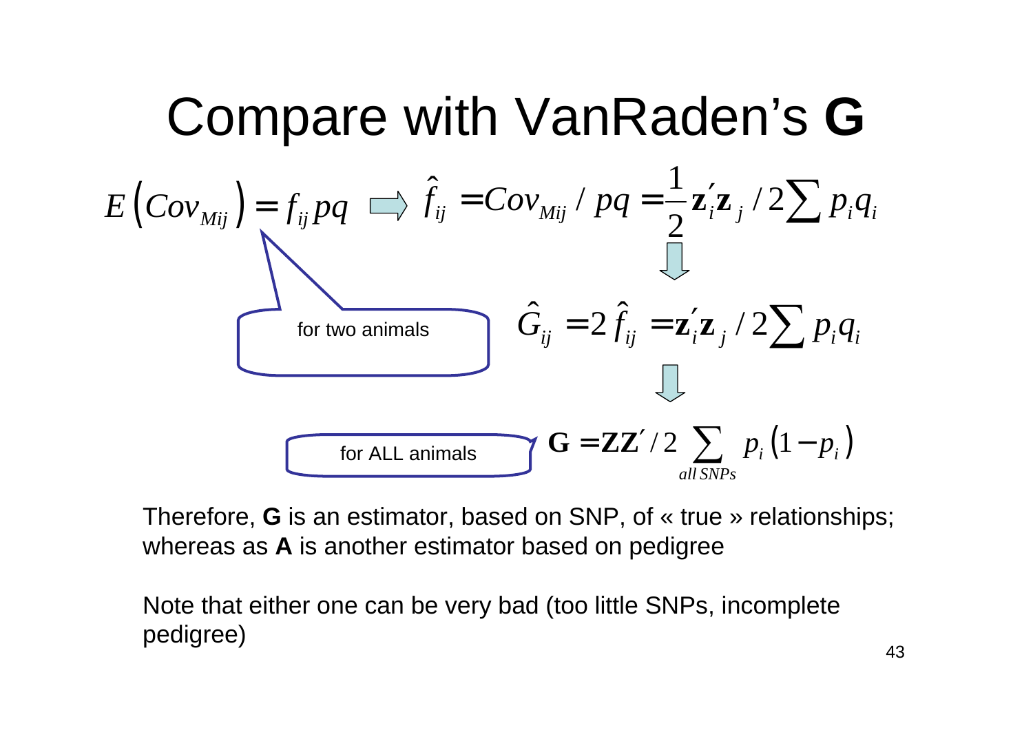# Compare with VanRaden's **G**

$$E\left(Cov_{Mij}\right) = f_{ij}pq \Rightarrow \hat{f}_{ij} = Cov_{Mij} / pq = \frac{1}{2}\mathbf{z}_i'\mathbf{z}_j / 2\sum p_i q_i$$

for two animals

$$\hat{G}_{ij} = 2\hat{f}_{ij} = \mathbf{z}_i'\mathbf{z}_j / 2\sum p_i q_i$$

for ALL animals

$$\mathbf{G} = \mathbf{ZZ}' / 2\sum_{all\ SNPs} p_i\left(1 - p_i\right)$$

Therefore, **G** is an estimator, based on SNP, of « true » relationships; whereas as **A** is another estimator based on pedigree

Note that either one can be very bad (too little SNPs, incomplete pedigree)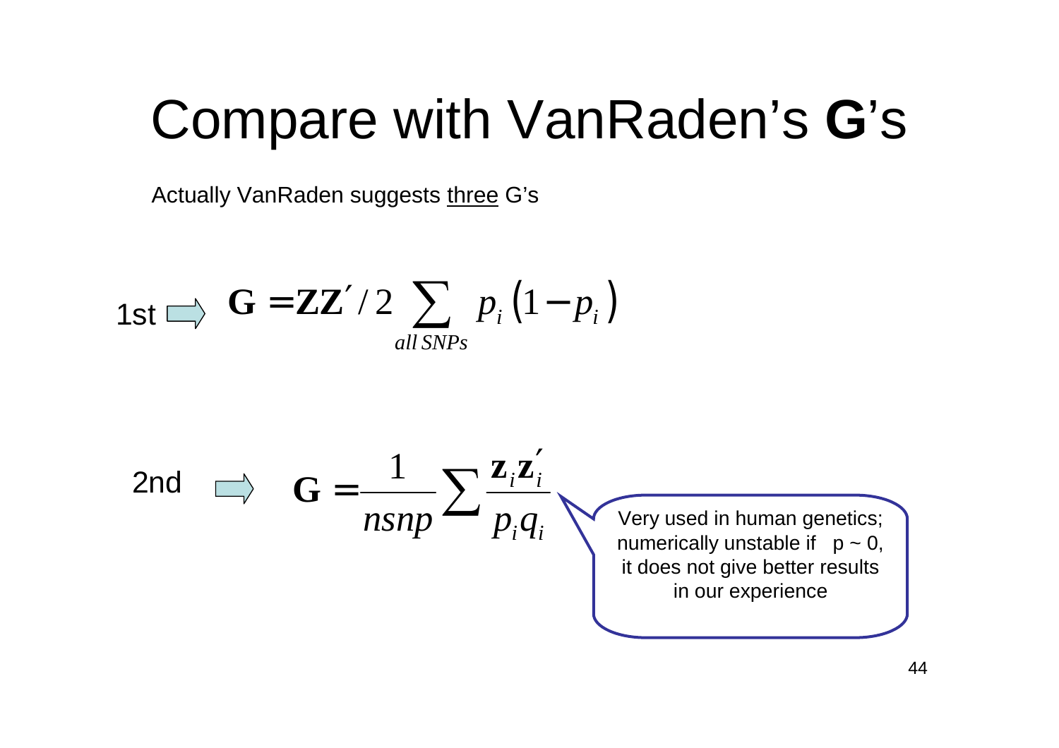# Compare with VanRaden's **G**'s

Actually VanRaden suggests <u>three</u> G's

1st ⇨ $$\mathbf{G} = \mathbf{Z}\mathbf{Z}' / 2 \sum_{all\,SNPs} p_i \left(1 - p_i\right)$$

2nd ⇨ $$\mathbf{G} = \frac{1}{nsnp} \sum \frac{\mathbf{z}_i \mathbf{z}_i'}{p_i q_i}$$

Very used in human genetics; numerically unstable if p ~ 0, it does not give better results in our experience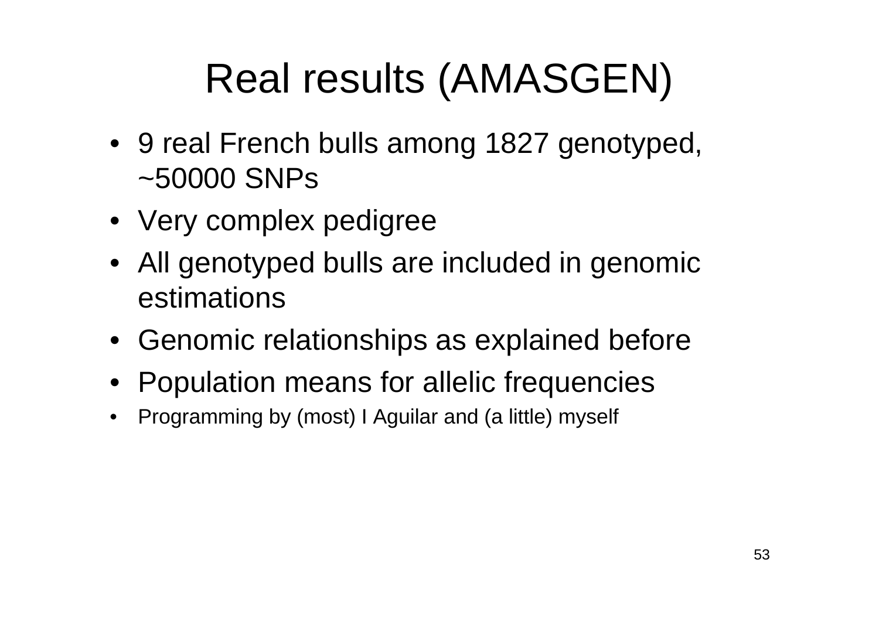# Real results (AMASGEN)

- 9 real French bulls among 1827 genotyped, ~50000 SNPs
- Very complex pedigree
- All genotyped bulls are included in genomic estimations
- Genomic relationships as explained before
- Population means for allelic frequencies
- Programming by (most) I Aguilar and (a little) myself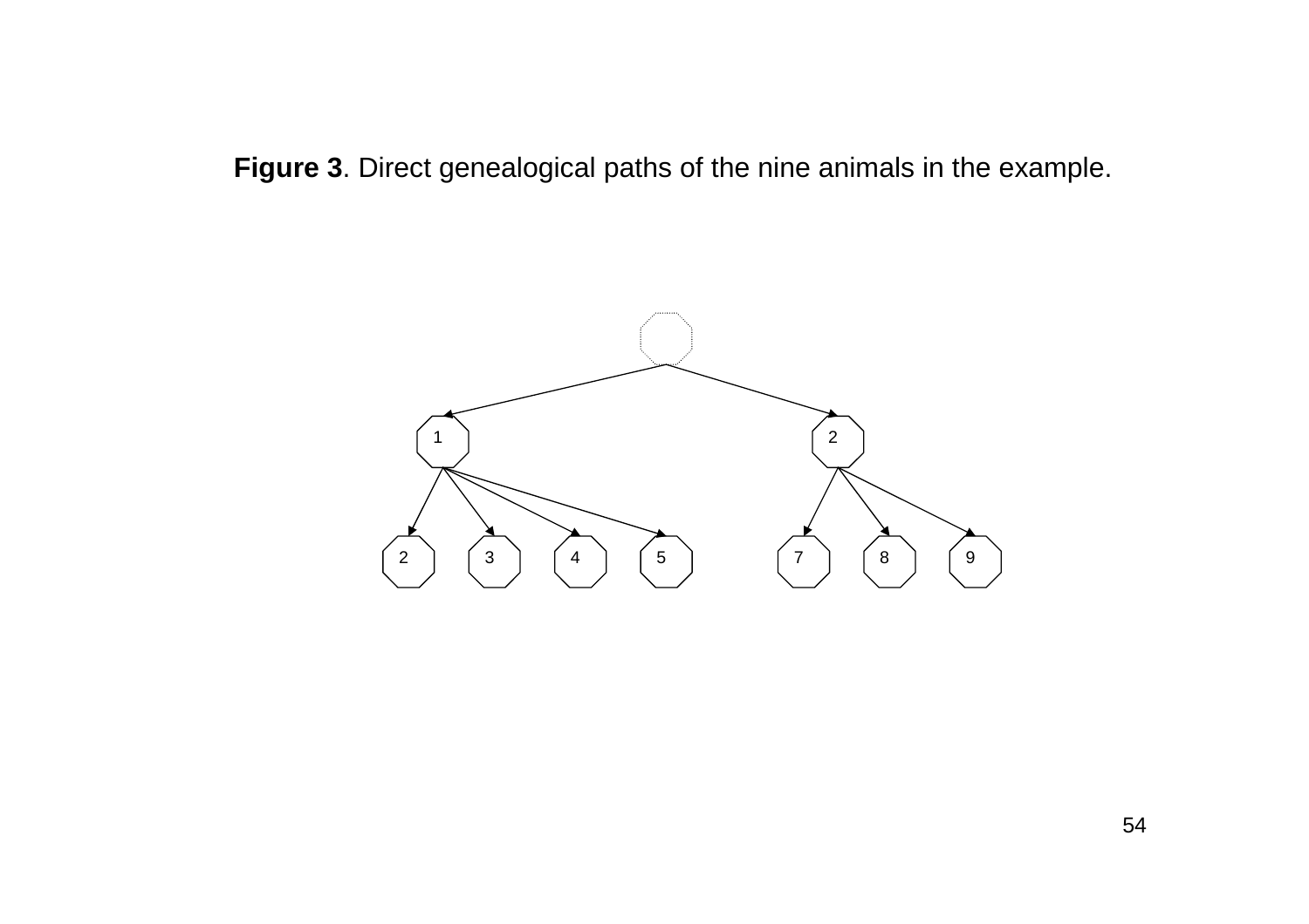**Figure 3**. Direct genealogical paths of the nine animals in the example.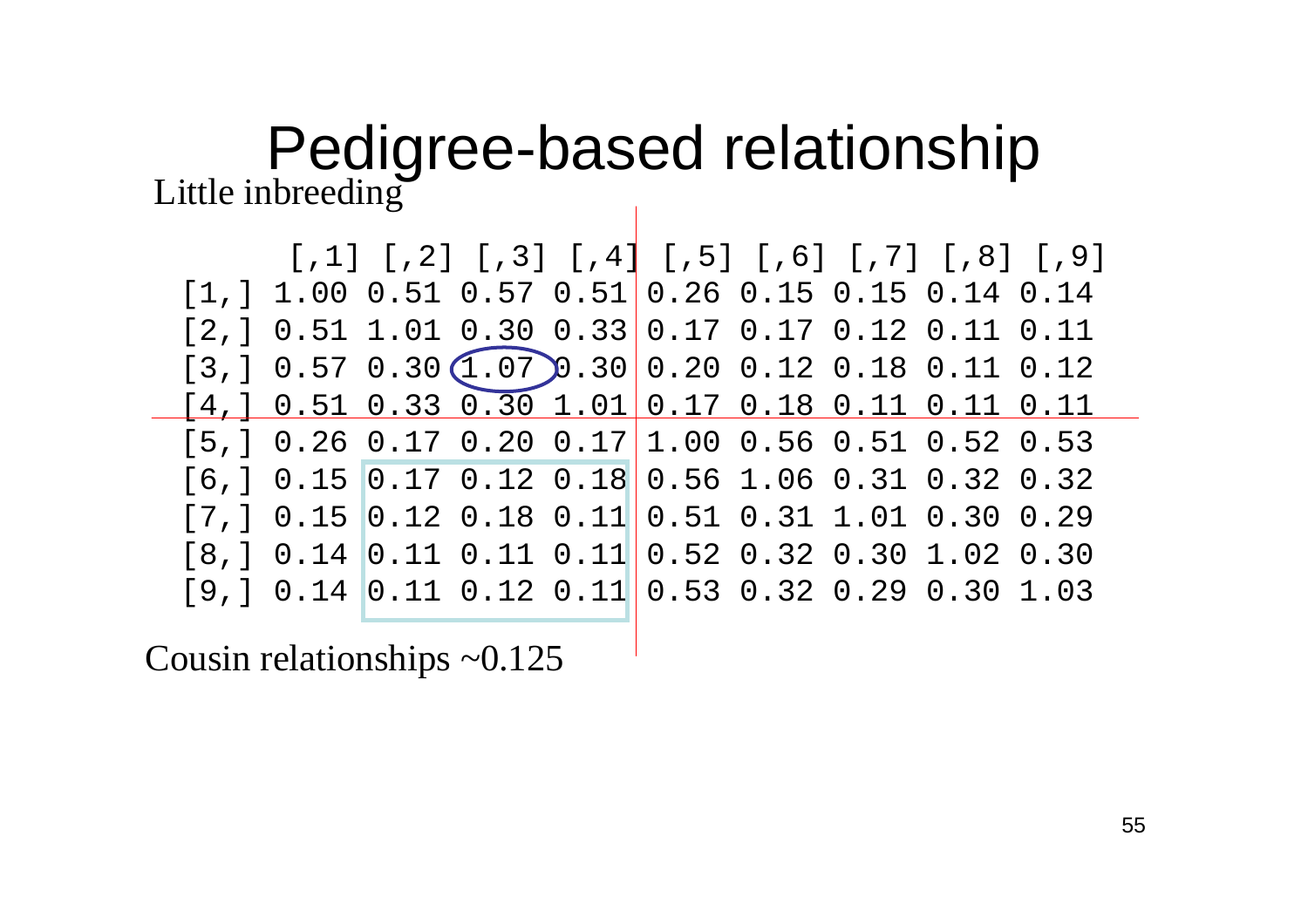# Pedigree-based relationship

Little inbreeding

|  | [,1] | [,2] | [,3] | [,4] | [,5] | [,6] | [,7] | [,8] | [,9] |
|---|---|---|---|---|---|---|---|---|---|
| [1,] | 1.00 | 0.51 | 0.57 | 0.51 | 0.26 | 0.15 | 0.15 | 0.14 | 0.14 |
| [2,] | 0.51 | 1.01 | 0.30 | 0.33 | 0.17 | 0.17 | 0.12 | 0.11 | 0.11 |
| [3,] | 0.57 | 0.30 | 1.07 | 0.30 | 0.20 | 0.12 | 0.18 | 0.11 | 0.12 |
| [4,] | 0.51 | 0.33 | 0.30 | 1.01 | 0.17 | 0.18 | 0.11 | 0.11 | 0.11 |
| [5,] | 0.26 | 0.17 | 0.20 | 0.17 | 1.00 | 0.56 | 0.51 | 0.52 | 0.53 |
| [6,] | 0.15 | 0.17 | 0.12 | 0.18 | 0.56 | 1.06 | 0.31 | 0.32 | 0.32 |
| [7,] | 0.15 | 0.12 | 0.18 | 0.11 | 0.51 | 0.31 | 1.01 | 0.30 | 0.29 |
| [8,] | 0.14 | 0.11 | 0.11 | 0.11 | 0.52 | 0.32 | 0.30 | 1.02 | 0.30 |
| [9,] | 0.14 | 0.11 | 0.12 | 0.11 | 0.53 | 0.32 | 0.29 | 0.30 | 1.03 |

Cousin relationships ~0.125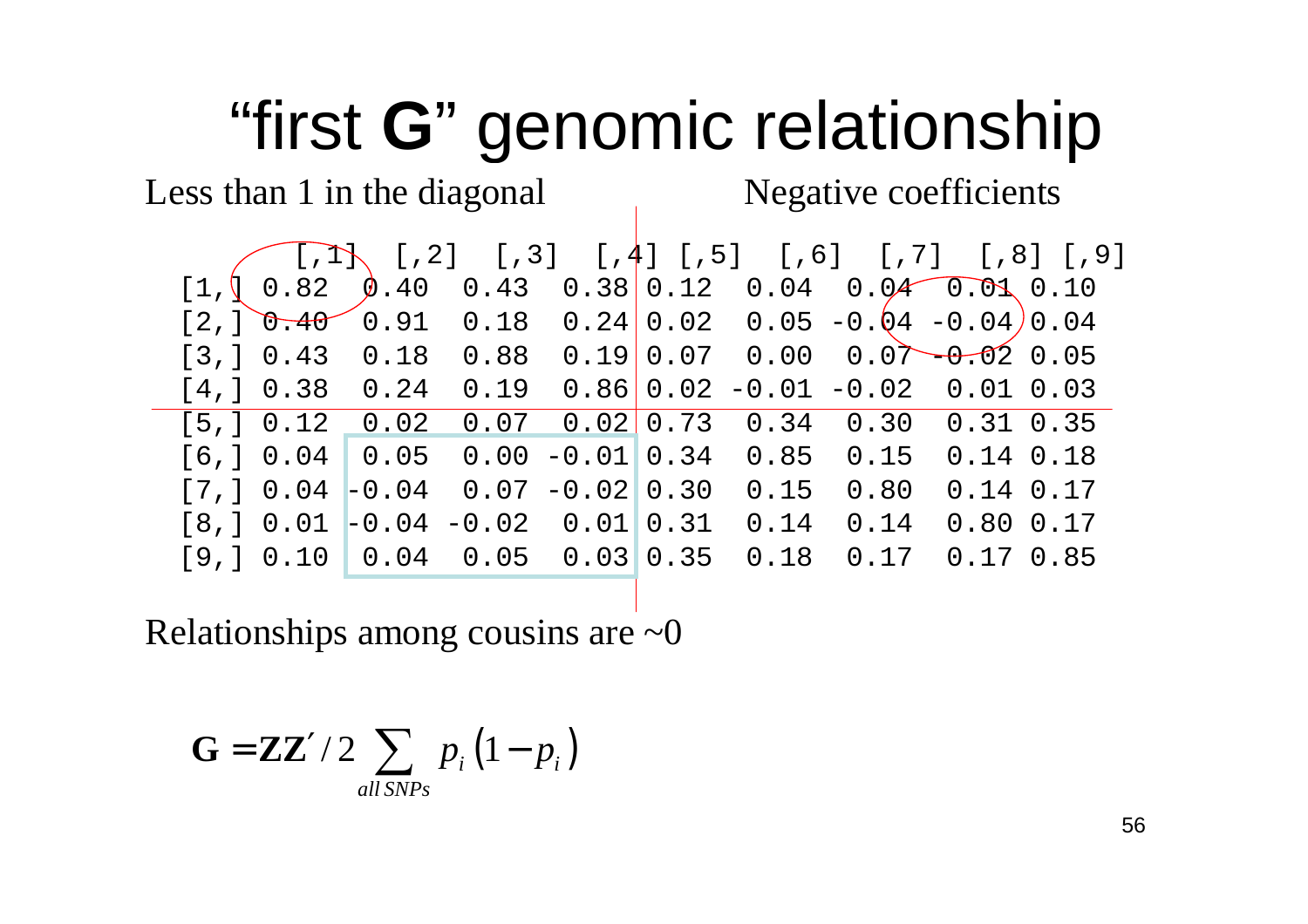# “first **G**” genomic relationship

Less than 1 in the diagonal

Negative coefficients

|  | [,1] | [,2] | [,3] | [,4] | [,5] | [,6] | [,7] | [,8] | [,9] |
|---|---|---|---|---|---|---|---|---|---|
| [1,] | 0.82 | 0.40 | 0.43 | 0.38 | 0.12 | 0.04 | 0.04 | 0.01 | 0.10 |
| [2,] | 0.40 | 0.91 | 0.18 | 0.24 | 0.02 | 0.05 | -0.04 | -0.04 | 0.04 |
| [3,] | 0.43 | 0.18 | 0.88 | 0.19 | 0.07 | 0.00 | 0.07 | -0.02 | 0.05 |
| [4,] | 0.38 | 0.24 | 0.19 | 0.86 | 0.02 | -0.01 | -0.02 | 0.01 | 0.03 |
| [5,] | 0.12 | 0.02 | 0.07 | 0.02 | 0.73 | 0.34 | 0.30 | 0.31 | 0.35 |
| [6,] | 0.04 | 0.05 | 0.00 | -0.01 | 0.34 | 0.85 | 0.15 | 0.14 | 0.18 |
| [7,] | 0.04 | -0.04 | 0.07 | -0.02 | 0.30 | 0.15 | 0.80 | 0.14 | 0.17 |
| [8,] | 0.01 | -0.04 | -0.02 | 0.01 | 0.31 | 0.14 | 0.14 | 0.80 | 0.17 |
| [9,] | 0.10 | 0.04 | 0.05 | 0.03 | 0.35 | 0.18 | 0.17 | 0.17 | 0.85 |

Relationships among cousins are ~0

$$\mathbf{G} = \mathbf{Z}\mathbf{Z}' / 2 \sum_{all\,SNPs} p_i \left(1 - p_i\right)$$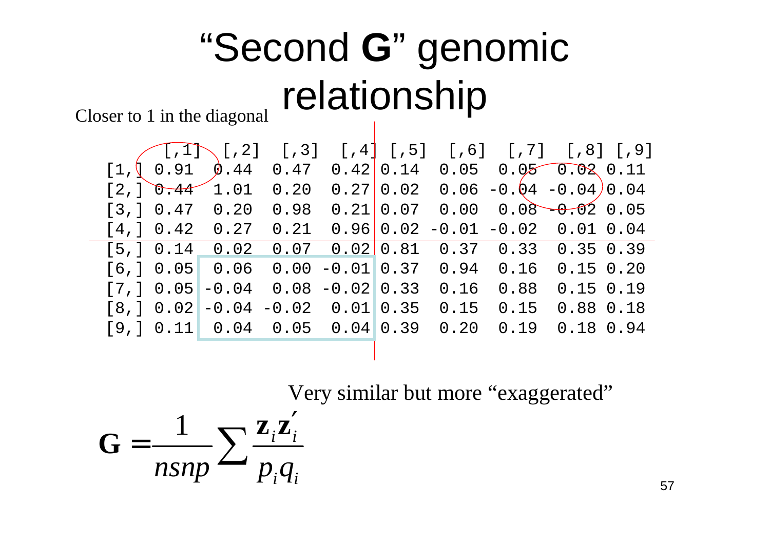# "Second **G**" genomic relationship

Closer to 1 in the diagonal

| | [,1] | [,2] | [,3] | [,4] | [,5] | [,6] | [,7] | [,8] | [,9] |
|---|---|---|---|---|---|---|---|---|---|
| [1,] | 0.91 | 0.44 | 0.47 | 0.42 | 0.14 | 0.05 | 0.05 | 0.02 | 0.11 |
| [2,] | 0.44 | 1.01 | 0.20 | 0.27 | 0.02 | 0.06 | -0.04 | -0.04 | 0.04 |
| [3,] | 0.47 | 0.20 | 0.98 | 0.21 | 0.07 | 0.00 | 0.08 | -0.02 | 0.05 |
| [4,] | 0.42 | 0.27 | 0.21 | 0.96 | 0.02 | -0.01 | -0.02 | 0.01 | 0.04 |
| [5,] | 0.14 | 0.02 | 0.07 | 0.02 | 0.81 | 0.37 | 0.33 | 0.35 | 0.39 |
| [6,] | 0.05 | 0.06 | 0.00 | -0.01 | 0.37 | 0.94 | 0.16 | 0.15 | 0.20 |
| [7,] | 0.05 | -0.04 | 0.08 | -0.02 | 0.33 | 0.16 | 0.88 | 0.15 | 0.19 |
| [8,] | 0.02 | -0.04 | -0.02 | 0.01 | 0.35 | 0.15 | 0.15 | 0.88 | 0.18 |
| [9,] | 0.11 | 0.04 | 0.05 | 0.04 | 0.39 | 0.20 | 0.19 | 0.18 | 0.94 |

Very similar but more "exaggerated"

$$\mathbf{G} = \frac{1}{nsnp} \sum \frac{\mathbf{z}_i \mathbf{z}_i'}{p_i q_i}$$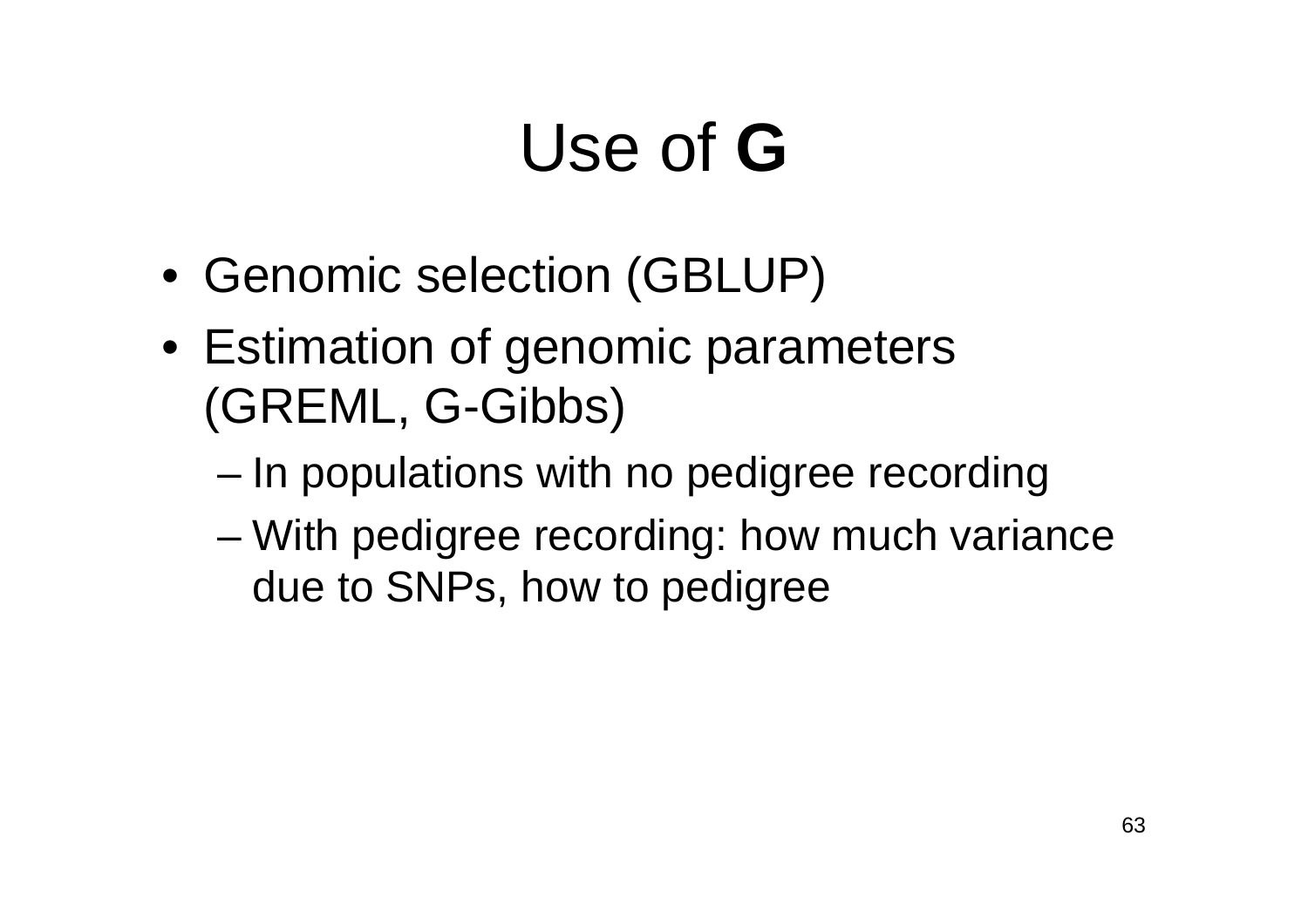# Use of **G**

- Genomic selection (GBLUP)
- Estimation of genomic parameters (GREML, G-Gibbs)
  - In populations with no pedigree recording
  - With pedigree recording: how much variance due to SNPs, how to pedigree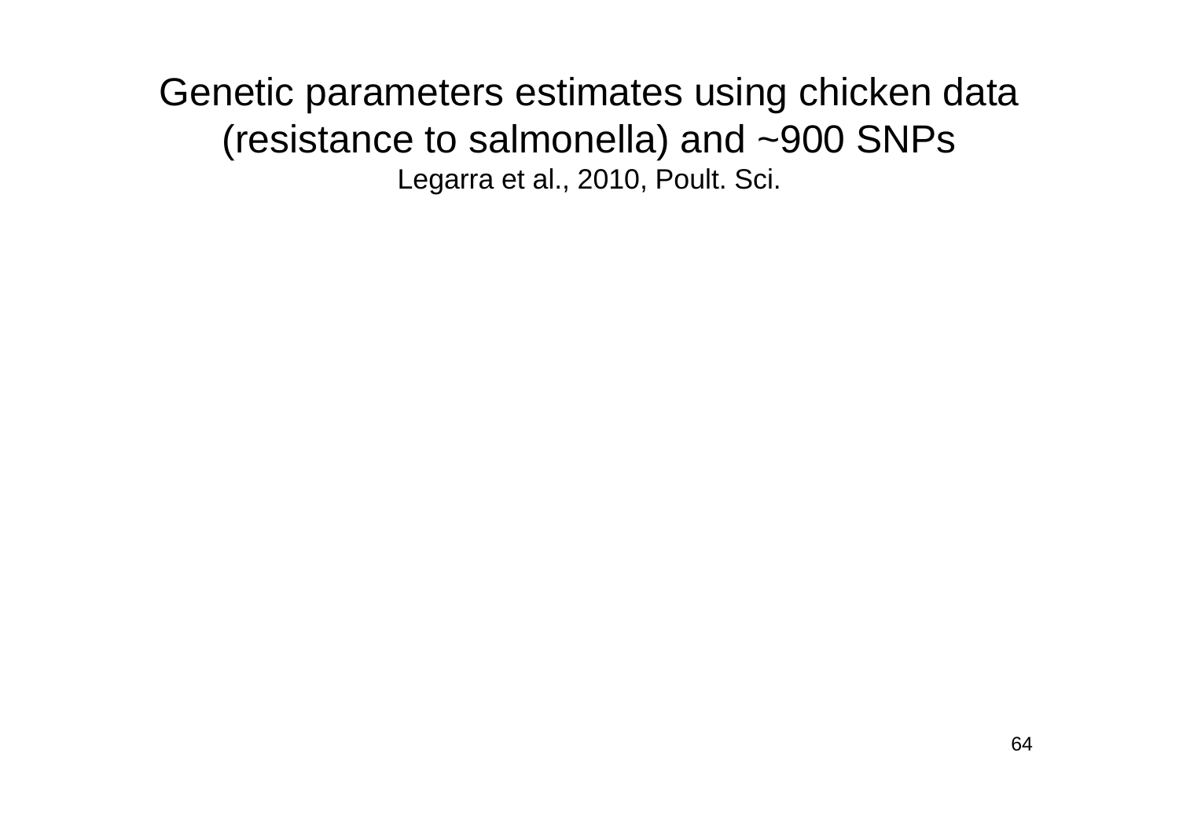# Genetic parameters estimates using chicken data (resistance to salmonella) and ~900 SNPs

Legarra et al., 2010, Poult. Sci.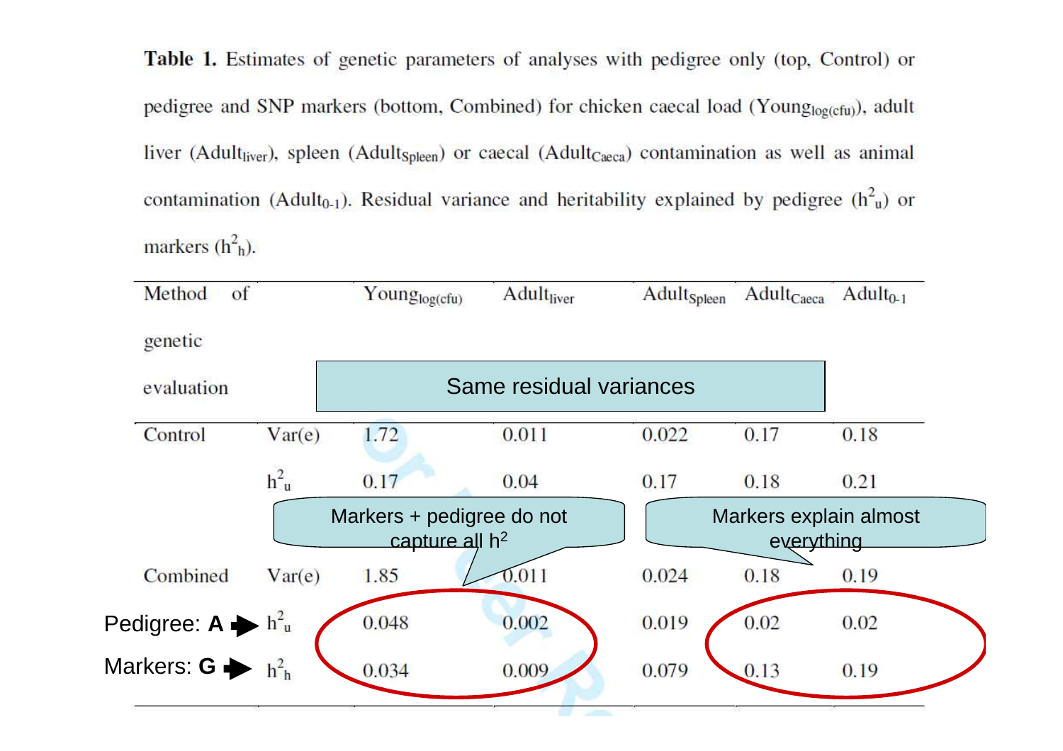**Table 1.** Estimates of genetic parameters of analyses with pedigree only (top, Control) or pedigree and SNP markers (bottom, Combined) for chicken caecal load ($Young_{log(cfu)}$), adult liver ($Adult_{liver}$), spleen ($Adult_{Spleen}$) or caecal ($Adult_{Caeca}$) contamination as well as animal contamination ($Adult_{0-1}$). Residual variance and heritability explained by pedigree ($h^2_u$) or markers ($h^2_h$).

| Method of genetic evaluation | | $Young_{log(cfu)}$ | $Adult_{liver}$ | $Adult_{Spleen}$ | $Adult_{Caeca}$ | $Adult_{0-1}$ |
|---|---|---|---|---|---|---|
| Control | Var(e) | 1.72 | 0.011 | 0.022 | 0.17 | 0.18 |
| | $h^2_u$ | 0.17 | 0.04 | 0.17 | 0.18 | 0.21 |
| Combined | Var(e) | 1.85 | 0.011 | 0.024 | 0.18 | 0.19 |
| | $h^2_u$ | 0.048 | 0.002 | 0.019 | 0.02 | 0.02 |
| | $h^2_h$ | 0.034 | 0.009 | 0.079 | 0.13 | 0.19 |

Same residual variances

Markers + pedigree do not capture all $h^2$

Markers explain almost everything

Pedigree: **A** → $h^2_u$

Markers: **G** → $h^2_h$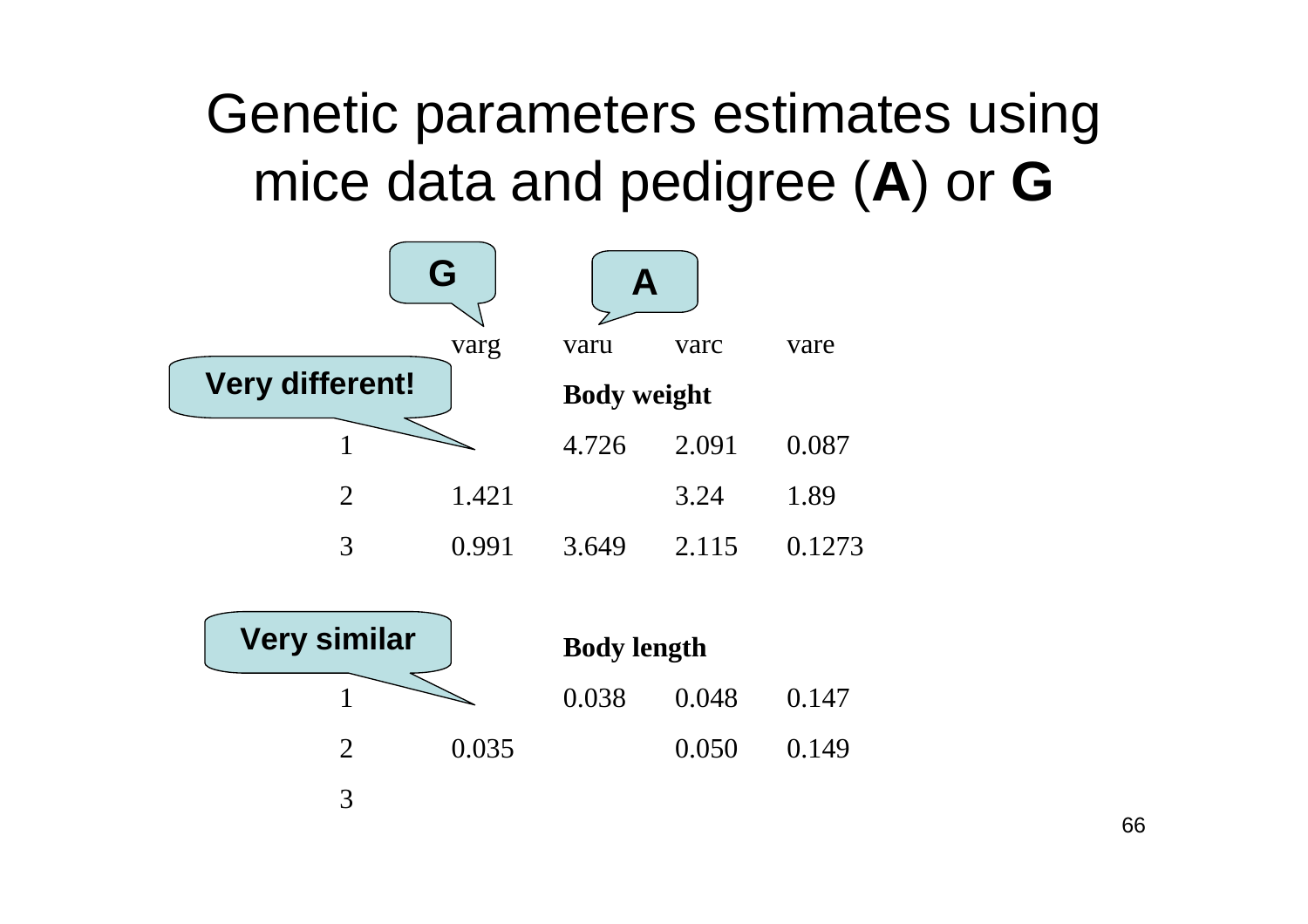# Genetic parameters estimates using mice data and pedigree (**A**) or **G**

| | varg (**G**) | varu (**A**) | varc | vare |
|---|---|---|---|---|
| **Body weight** | | | | |
| 1 | | 4.726 | 2.091 | 0.087 |
| 2 | 1.421 | | 3.24 | 1.89 |
| 3 | 0.991 | 3.649 | 2.115 | 0.1273 |
| **Body length** | | | | |
| 1 | | 0.038 | 0.048 | 0.147 |
| 2 | 0.035 | | 0.050 | 0.149 |
| 3 | | | | |

**Very different!** (Body weight)

**Very similar** (Body length)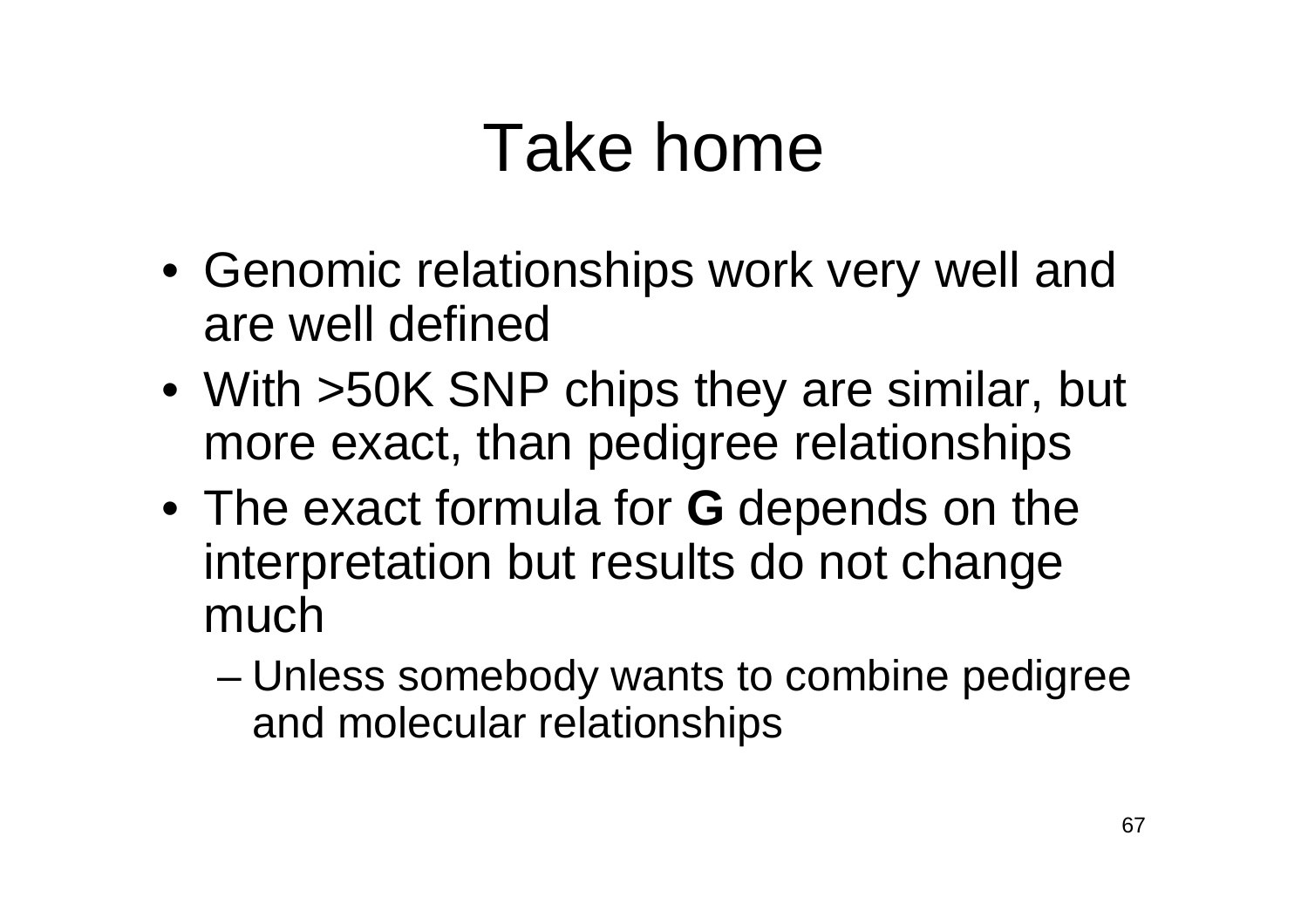# Take home

- Genomic relationships work very well and are well defined
- With >50K SNP chips they are similar, but more exact, than pedigree relationships
- The exact formula for **G** depends on the interpretation but results do not change much
  - Unless somebody wants to combine pedigree and molecular relationships